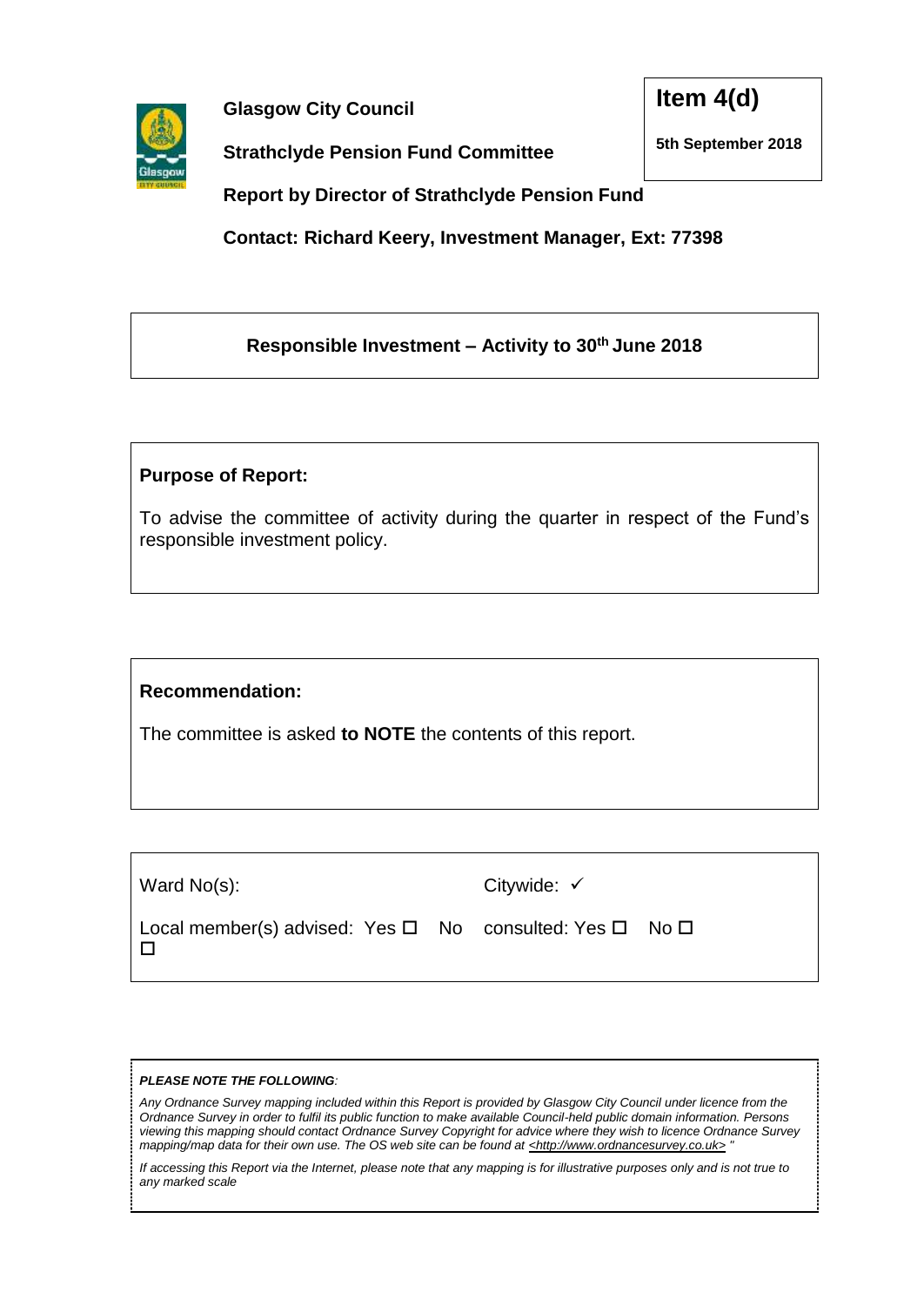**Glasgow City Council**

**Item 4(d)**

**5th September 2018**

**Strathclyde Pension Fund Committee**

**Report by Director of Strathclyde Pension Fund**

**Contact: Richard Keery, Investment Manager, Ext: 77398**

**Responsible Investment – Activity to 30th June 2018**

**Purpose of Report:**

To advise the committee of activity during the quarter in respect of the Fund's responsible investment policy.

**Recommendation:**

The committee is asked **to NOTE** the contents of this report.

| | |
|---|---|
| Ward No(s): | Citywide: ✓ |
| Local member(s) advised: Yes ☐ No ☐ | consulted: Yes ☐ No ☐ |

***PLEASE NOTE THE FOLLOWING:***

*Any Ordnance Survey mapping included within this Report is provided by Glasgow City Council under licence from the Ordnance Survey in order to fulfil its public function to make available Council-held public domain information. Persons viewing this mapping should contact Ordnance Survey Copyright for advice where they wish to licence Ordnance Survey mapping/map data for their own use. The OS web site can be found at <http://www.ordnancesurvey.co.uk> "*

*If accessing this Report via the Internet, please note that any mapping is for illustrative purposes only and is not true to any marked scale*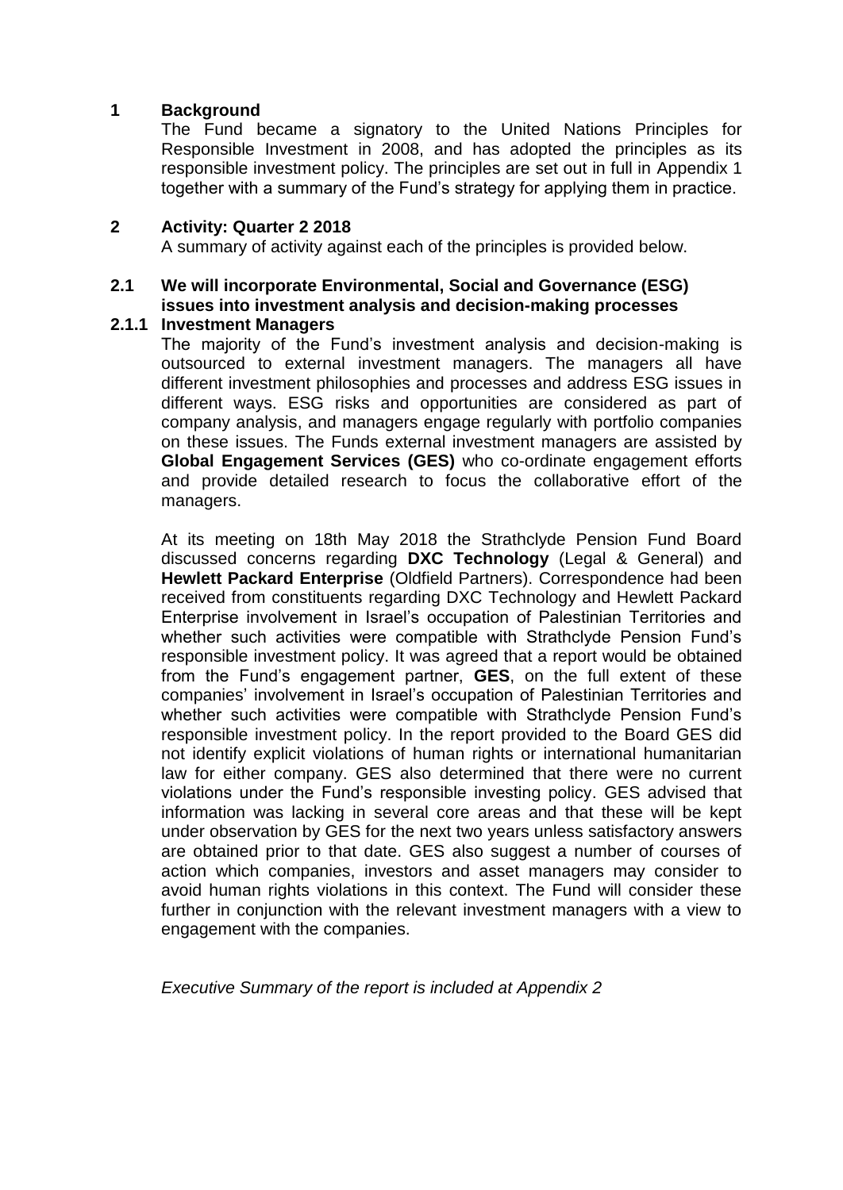## 1 Background

The Fund became a signatory to the United Nations Principles for Responsible Investment in 2008, and has adopted the principles as its responsible investment policy. The principles are set out in full in Appendix 1 together with a summary of the Fund's strategy for applying them in practice.

## 2 Activity: Quarter 2 2018

A summary of activity against each of the principles is provided below.

### 2.1 We will incorporate Environmental, Social and Governance (ESG) issues into investment analysis and decision-making processes

#### 2.1.1 Investment Managers

The majority of the Fund's investment analysis and decision-making is outsourced to external investment managers. The managers all have different investment philosophies and processes and address ESG issues in different ways. ESG risks and opportunities are considered as part of company analysis, and managers engage regularly with portfolio companies on these issues. The Funds external investment managers are assisted by **Global Engagement Services (GES)** who co-ordinate engagement efforts and provide detailed research to focus the collaborative effort of the managers.

At its meeting on 18th May 2018 the Strathclyde Pension Fund Board discussed concerns regarding **DXC Technology** (Legal & General) and **Hewlett Packard Enterprise** (Oldfield Partners). Correspondence had been received from constituents regarding DXC Technology and Hewlett Packard Enterprise involvement in Israel's occupation of Palestinian Territories and whether such activities were compatible with Strathclyde Pension Fund's responsible investment policy. It was agreed that a report would be obtained from the Fund's engagement partner, **GES**, on the full extent of these companies' involvement in Israel's occupation of Palestinian Territories and whether such activities were compatible with Strathclyde Pension Fund's responsible investment policy. In the report provided to the Board GES did not identify explicit violations of human rights or international humanitarian law for either company. GES also determined that there were no current violations under the Fund's responsible investing policy. GES advised that information was lacking in several core areas and that these will be kept under observation by GES for the next two years unless satisfactory answers are obtained prior to that date. GES also suggest a number of courses of action which companies, investors and asset managers may consider to avoid human rights violations in this context. The Fund will consider these further in conjunction with the relevant investment managers with a view to engagement with the companies.

*Executive Summary of the report is included at Appendix 2*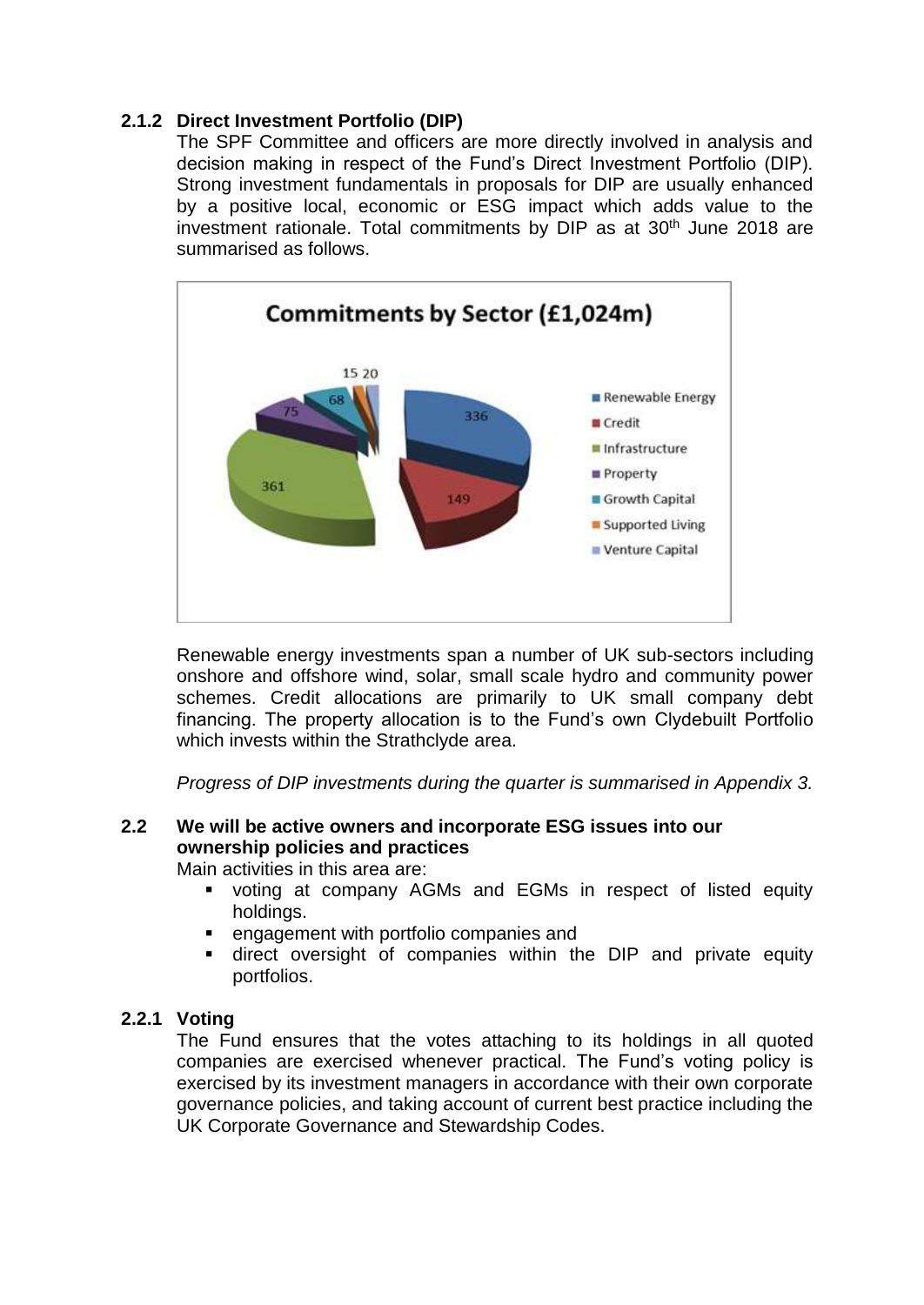### 2.1.2 Direct Investment Portfolio (DIP)

The SPF Committee and officers are more directly involved in analysis and decision making in respect of the Fund's Direct Investment Portfolio (DIP). Strong investment fundamentals in proposals for DIP are usually enhanced by a positive local, economic or ESG impact which adds value to the investment rationale. Total commitments by DIP as at 30th June 2018 are summarised as follows.

**Commitments by Sector (£1,024m)**

| Sector | £m |
|---|---|
| Renewable Energy | 336 |
| Credit | 149 |
| Infrastructure | 361 |
| Property | 75 |
| Growth Capital | 68 |
| Supported Living | 15 |
| Venture Capital | 20 |

Renewable energy investments span a number of UK sub-sectors including onshore and offshore wind, solar, small scale hydro and community power schemes. Credit allocations are primarily to UK small company debt financing. The property allocation is to the Fund's own Clydebuilt Portfolio which invests within the Strathclyde area.

*Progress of DIP investments during the quarter is summarised in Appendix 3.*

## 2.2 We will be active owners and incorporate ESG issues into our ownership policies and practices

Main activities in this area are:

- voting at company AGMs and EGMs in respect of listed equity holdings.
- engagement with portfolio companies and
- direct oversight of companies within the DIP and private equity portfolios.

### 2.2.1 Voting

The Fund ensures that the votes attaching to its holdings in all quoted companies are exercised whenever practical. The Fund's voting policy is exercised by its investment managers in accordance with their own corporate governance policies, and taking account of current best practice including the UK Corporate Governance and Stewardship Codes.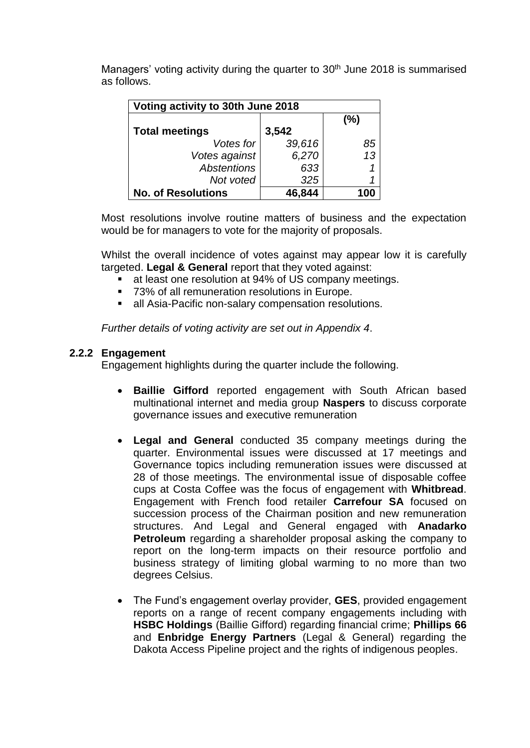Managers' voting activity during the quarter to 30th June 2018 is summarised as follows.

| Voting activity to 30th June 2018 | | |
|---|---|---|
| | | (%) |
| **Total meetings** | **3,542** | |
| *Votes for* | *39,616* | *85* |
| *Votes against* | *6,270* | *13* |
| *Abstentions* | *633* | *1* |
| *Not voted* | *325* | *1* |
| **No. of Resolutions** | **46,844** | **100** |

Most resolutions involve routine matters of business and the expectation would be for managers to vote for the majority of proposals.

Whilst the overall incidence of votes against may appear low it is carefully targeted. **Legal & General** report that they voted against:

- at least one resolution at 94% of US company meetings.
- 73% of all remuneration resolutions in Europe.
- all Asia-Pacific non-salary compensation resolutions.

*Further details of voting activity are set out in Appendix 4*.

### 2.2.2 Engagement

Engagement highlights during the quarter include the following.

- **Baillie Gifford** reported engagement with South African based multinational internet and media group **Naspers** to discuss corporate governance issues and executive remuneration

- **Legal and General** conducted 35 company meetings during the quarter. Environmental issues were discussed at 17 meetings and Governance topics including remuneration issues were discussed at 28 of those meetings. The environmental issue of disposable coffee cups at Costa Coffee was the focus of engagement with **Whitbread**. Engagement with French food retailer **Carrefour SA** focused on succession process of the Chairman position and new remuneration structures. And Legal and General engaged with **Anadarko Petroleum** regarding a shareholder proposal asking the company to report on the long-term impacts on their resource portfolio and business strategy of limiting global warming to no more than two degrees Celsius.

- The Fund's engagement overlay provider, **GES**, provided engagement reports on a range of recent company engagements including with **HSBC Holdings** (Baillie Gifford) regarding financial crime; **Phillips 66** and **Enbridge Energy Partners** (Legal & General) regarding the Dakota Access Pipeline project and the rights of indigenous peoples.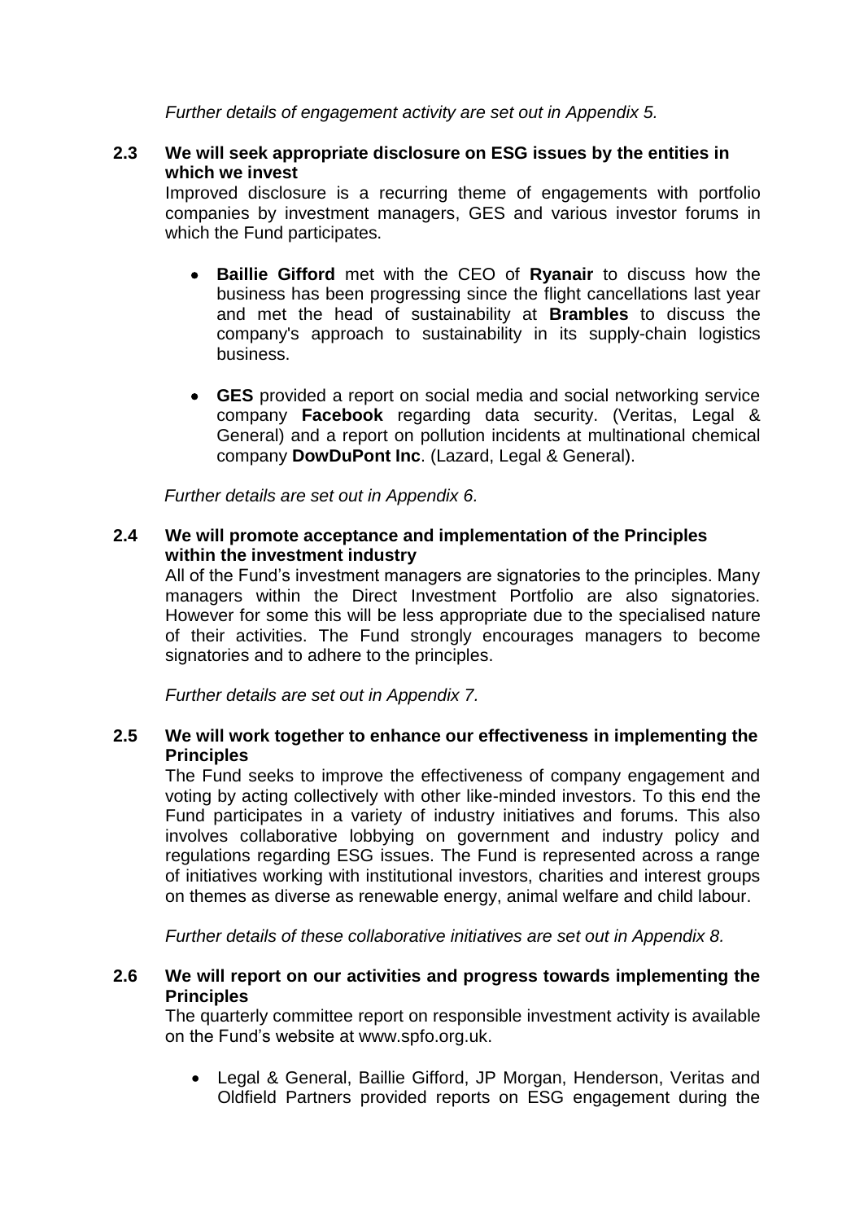*Further details of engagement activity are set out in Appendix 5.*

### 2.3 We will seek appropriate disclosure on ESG issues by the entities in which we invest

Improved disclosure is a recurring theme of engagements with portfolio companies by investment managers, GES and various investor forums in which the Fund participates.

- **Baillie Gifford** met with the CEO of **Ryanair** to discuss how the business has been progressing since the flight cancellations last year and met the head of sustainability at **Brambles** to discuss the company's approach to sustainability in its supply-chain logistics business.

- **GES** provided a report on social media and social networking service company **Facebook** regarding data security. (Veritas, Legal & General) and a report on pollution incidents at multinational chemical company **DowDuPont Inc**. (Lazard, Legal & General).

*Further details are set out in Appendix 6.*

### 2.4 We will promote acceptance and implementation of the Principles within the investment industry

All of the Fund's investment managers are signatories to the principles. Many managers within the Direct Investment Portfolio are also signatories. However for some this will be less appropriate due to the specialised nature of their activities. The Fund strongly encourages managers to become signatories and to adhere to the principles.

*Further details are set out in Appendix 7.*

### 2.5 We will work together to enhance our effectiveness in implementing the Principles

The Fund seeks to improve the effectiveness of company engagement and voting by acting collectively with other like-minded investors. To this end the Fund participates in a variety of industry initiatives and forums. This also involves collaborative lobbying on government and industry policy and regulations regarding ESG issues. The Fund is represented across a range of initiatives working with institutional investors, charities and interest groups on themes as diverse as renewable energy, animal welfare and child labour.

*Further details of these collaborative initiatives are set out in Appendix 8.*

### 2.6 We will report on our activities and progress towards implementing the Principles

The quarterly committee report on responsible investment activity is available on the Fund's website at www.spfo.org.uk.

- Legal & General, Baillie Gifford, JP Morgan, Henderson, Veritas and Oldfield Partners provided reports on ESG engagement during the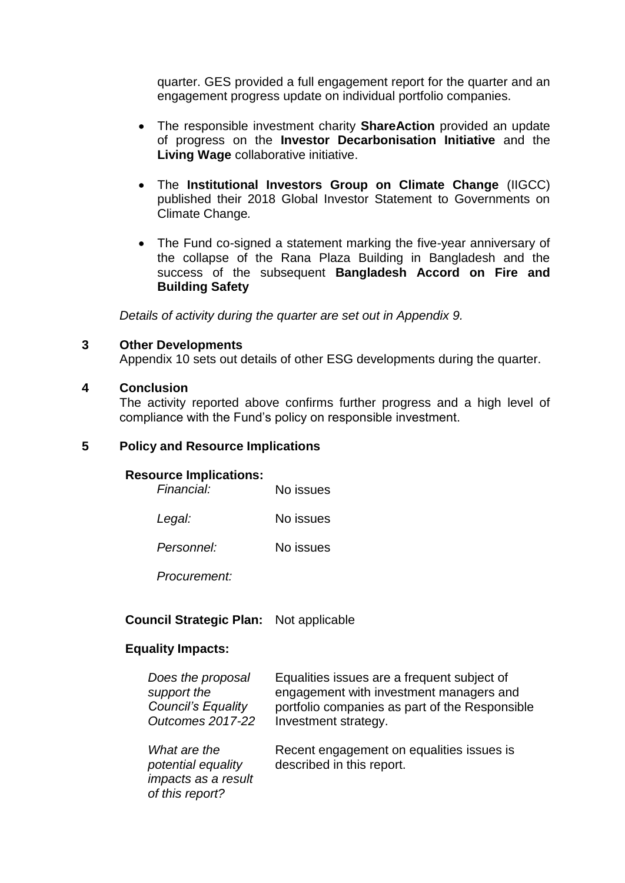quarter. GES provided a full engagement report for the quarter and an engagement progress update on individual portfolio companies.

- The responsible investment charity **ShareAction** provided an update of progress on the **Investor Decarbonisation Initiative** and the **Living Wage** collaborative initiative.

- The **Institutional Investors Group on Climate Change** (IIGCC) published their 2018 Global Investor Statement to Governments on Climate Change.

- The Fund co-signed a statement marking the five-year anniversary of the collapse of the Rana Plaza Building in Bangladesh and the success of the subsequent **Bangladesh Accord on Fire and Building Safety**

*Details of activity during the quarter are set out in Appendix 9.*

## 3 Other Developments

Appendix 10 sets out details of other ESG developments during the quarter.

## 4 Conclusion

The activity reported above confirms further progress and a high level of compliance with the Fund's policy on responsible investment.

## 5 Policy and Resource Implications

**Resource Implications:**

| | |
|---|---|
| *Financial:* | No issues |
| *Legal:* | No issues |
| *Personnel:* | No issues |
| *Procurement:* | |

**Council Strategic Plan:** Not applicable

**Equality Impacts:**

| | |
|---|---|
| *Does the proposal support the Council's Equality Outcomes 2017-22* | Equalities issues are a frequent subject of engagement with investment managers and portfolio companies as part of the Responsible Investment strategy. |
| *What are the potential equality impacts as a result of this report?* | Recent engagement on equalities issues is described in this report. |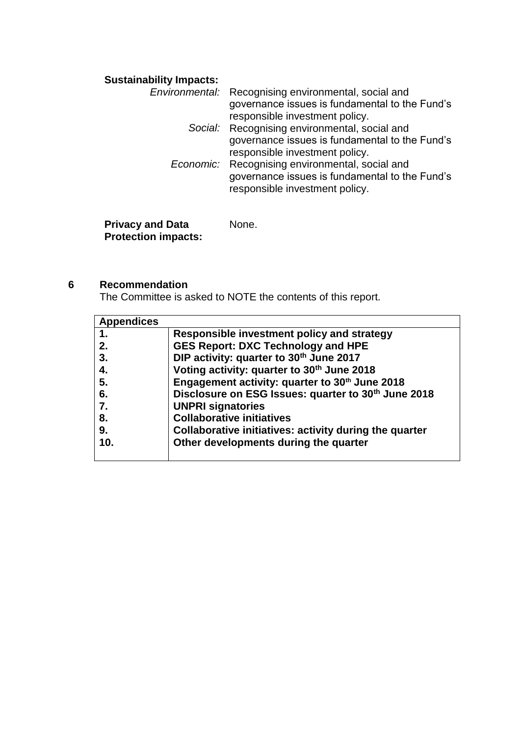**Sustainability Impacts:**

*Environmental:* Recognising environmental, social and governance issues is fundamental to the Fund's responsible investment policy.

*Social:* Recognising environmental, social and governance issues is fundamental to the Fund's responsible investment policy.

*Economic:* Recognising environmental, social and governance issues is fundamental to the Fund's responsible investment policy.

**Privacy and Data Protection impacts:** None.

## 6 Recommendation

The Committee is asked to NOTE the contents of this report.

| Appendices | |
|---|---|
| **1.** | **Responsible investment policy and strategy** |
| **2.** | **GES Report: DXC Technology and HPE** |
| **3.** | **DIP activity: quarter to 30th June 2017** |
| **4.** | **Voting activity: quarter to 30th June 2018** |
| **5.** | **Engagement activity: quarter to 30th June 2018** |
| **6.** | **Disclosure on ESG Issues: quarter to 30th June 2018** |
| **7.** | **UNPRI signatories** |
| **8.** | **Collaborative initiatives** |
| **9.** | **Collaborative initiatives: activity during the quarter** |
| **10.** | **Other developments during the quarter** |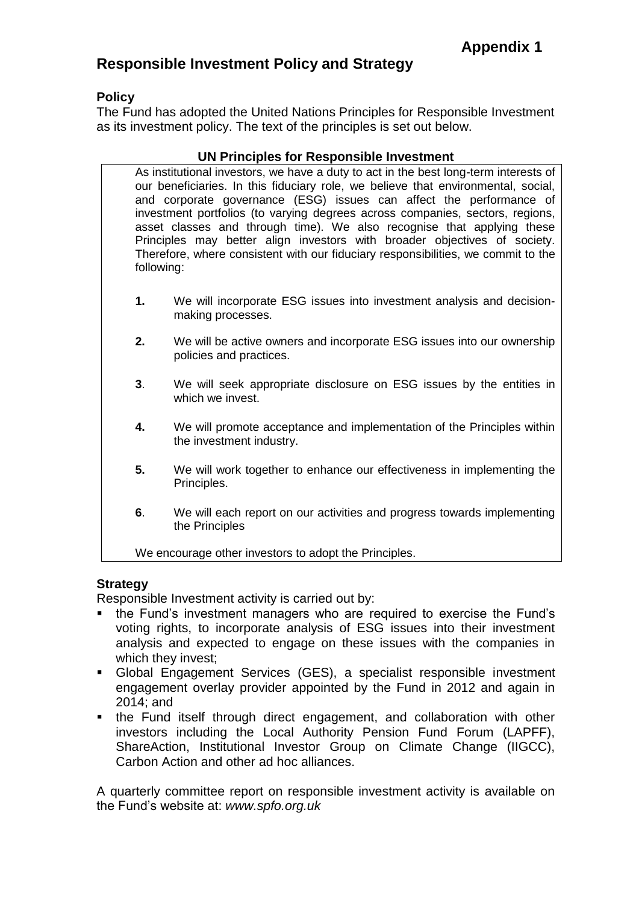**Appendix 1**

# Responsible Investment Policy and Strategy

## Policy

The Fund has adopted the United Nations Principles for Responsible Investment as its investment policy. The text of the principles is set out below.

### UN Principles for Responsible Investment

As institutional investors, we have a duty to act in the best long-term interests of our beneficiaries. In this fiduciary role, we believe that environmental, social, and corporate governance (ESG) issues can affect the performance of investment portfolios (to varying degrees across companies, sectors, regions, asset classes and through time). We also recognise that applying these Principles may better align investors with broader objectives of society. Therefore, where consistent with our fiduciary responsibilities, we commit to the following:

**1.** We will incorporate ESG issues into investment analysis and decision-making processes.

**2.** We will be active owners and incorporate ESG issues into our ownership policies and practices.

**3**. We will seek appropriate disclosure on ESG issues by the entities in which we invest.

**4.** We will promote acceptance and implementation of the Principles within the investment industry.

**5.** We will work together to enhance our effectiveness in implementing the Principles.

**6**. We will each report on our activities and progress towards implementing the Principles

We encourage other investors to adopt the Principles.

## Strategy

Responsible Investment activity is carried out by:

- the Fund's investment managers who are required to exercise the Fund's voting rights, to incorporate analysis of ESG issues into their investment analysis and expected to engage on these issues with the companies in which they invest;
- Global Engagement Services (GES), a specialist responsible investment engagement overlay provider appointed by the Fund in 2012 and again in 2014; and
- the Fund itself through direct engagement, and collaboration with other investors including the Local Authority Pension Fund Forum (LAPFF), ShareAction, Institutional Investor Group on Climate Change (IIGCC), Carbon Action and other ad hoc alliances.

A quarterly committee report on responsible investment activity is available on the Fund's website at: *www.spfo.org.uk*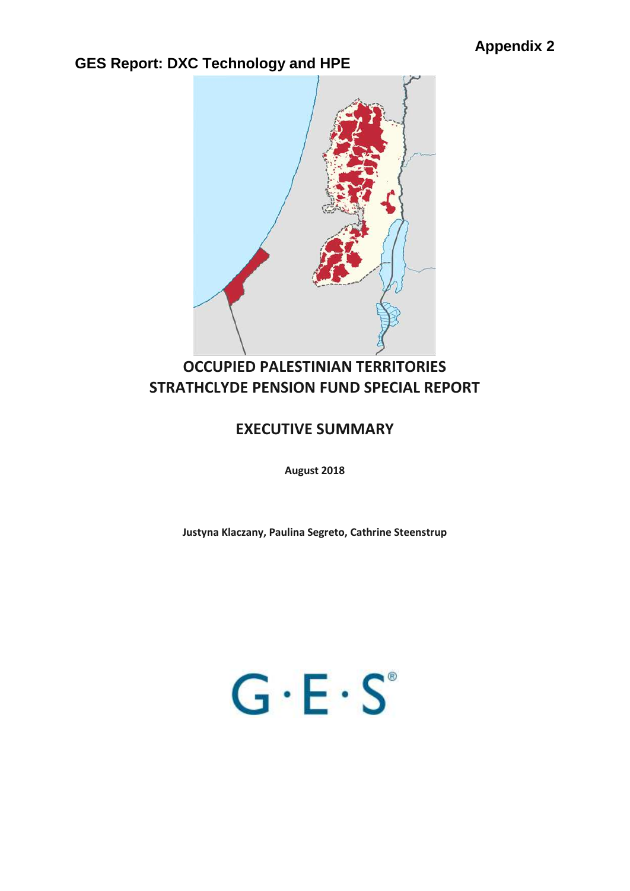**Appendix 2**

**GES Report: DXC Technology and HPE**

# OCCUPIED PALESTINIAN TERRITORIES
# STRATHCLYDE PENSION FUND SPECIAL REPORT

## EXECUTIVE SUMMARY

**August 2018**

**Justyna Klaczany, Paulina Segreto, Cathrine Steenstrup**

G·E·S®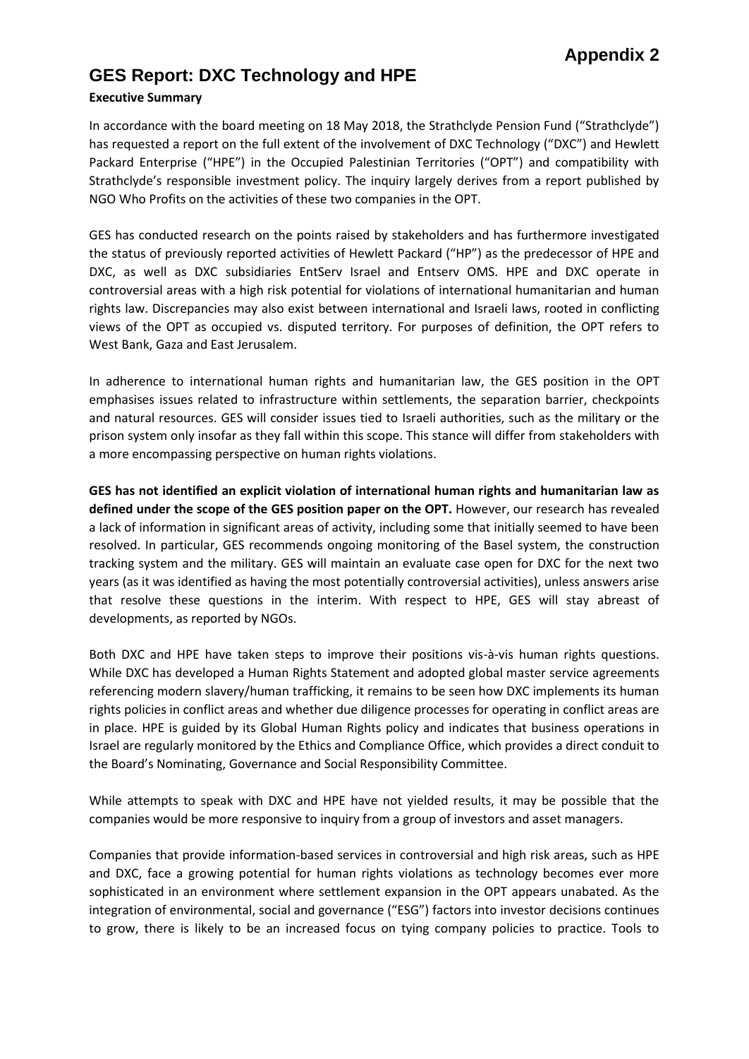# Appendix 2

## GES Report: DXC Technology and HPE

**Executive Summary**

In accordance with the board meeting on 18 May 2018, the Strathclyde Pension Fund ("Strathclyde") has requested a report on the full extent of the involvement of DXC Technology ("DXC") and Hewlett Packard Enterprise ("HPE") in the Occupied Palestinian Territories ("OPT") and compatibility with Strathclyde's responsible investment policy. The inquiry largely derives from a report published by NGO Who Profits on the activities of these two companies in the OPT.

GES has conducted research on the points raised by stakeholders and has furthermore investigated the status of previously reported activities of Hewlett Packard ("HP") as the predecessor of HPE and DXC, as well as DXC subsidiaries EntServ Israel and Entserv OMS. HPE and DXC operate in controversial areas with a high risk potential for violations of international humanitarian and human rights law. Discrepancies may also exist between international and Israeli laws, rooted in conflicting views of the OPT as occupied vs. disputed territory. For purposes of definition, the OPT refers to West Bank, Gaza and East Jerusalem.

In adherence to international human rights and humanitarian law, the GES position in the OPT emphasises issues related to infrastructure within settlements, the separation barrier, checkpoints and natural resources. GES will consider issues tied to Israeli authorities, such as the military or the prison system only insofar as they fall within this scope. This stance will differ from stakeholders with a more encompassing perspective on human rights violations.

**GES has not identified an explicit violation of international human rights and humanitarian law as defined under the scope of the GES position paper on the OPT.** However, our research has revealed a lack of information in significant areas of activity, including some that initially seemed to have been resolved. In particular, GES recommends ongoing monitoring of the Basel system, the construction tracking system and the military. GES will maintain an evaluate case open for DXC for the next two years (as it was identified as having the most potentially controversial activities), unless answers arise that resolve these questions in the interim. With respect to HPE, GES will stay abreast of developments, as reported by NGOs.

Both DXC and HPE have taken steps to improve their positions vis-à-vis human rights questions. While DXC has developed a Human Rights Statement and adopted global master service agreements referencing modern slavery/human trafficking, it remains to be seen how DXC implements its human rights policies in conflict areas and whether due diligence processes for operating in conflict areas are in place. HPE is guided by its Global Human Rights policy and indicates that business operations in Israel are regularly monitored by the Ethics and Compliance Office, which provides a direct conduit to the Board's Nominating, Governance and Social Responsibility Committee.

While attempts to speak with DXC and HPE have not yielded results, it may be possible that the companies would be more responsive to inquiry from a group of investors and asset managers.

Companies that provide information-based services in controversial and high risk areas, such as HPE and DXC, face a growing potential for human rights violations as technology becomes ever more sophisticated in an environment where settlement expansion in the OPT appears unabated. As the integration of environmental, social and governance ("ESG") factors into investor decisions continues to grow, there is likely to be an increased focus on tying company policies to practice. Tools to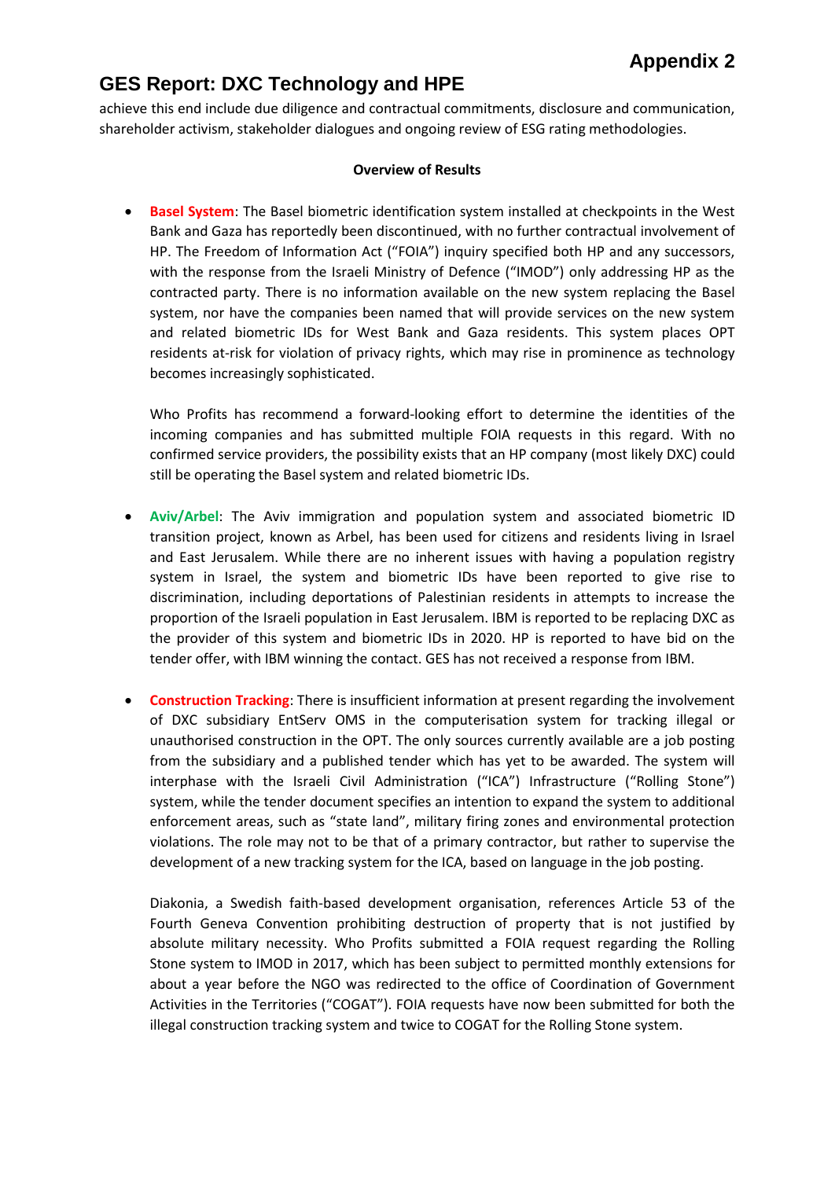achieve this end include due diligence and contractual commitments, disclosure and communication, shareholder activism, stakeholder dialogues and ongoing review of ESG rating methodologies.

**Overview of Results**

- **Basel System**: The Basel biometric identification system installed at checkpoints in the West Bank and Gaza has reportedly been discontinued, with no further contractual involvement of HP. The Freedom of Information Act ("FOIA") inquiry specified both HP and any successors, with the response from the Israeli Ministry of Defence ("IMOD") only addressing HP as the contracted party. There is no information available on the new system replacing the Basel system, nor have the companies been named that will provide services on the new system and related biometric IDs for West Bank and Gaza residents. This system places OPT residents at-risk for violation of privacy rights, which may rise in prominence as technology becomes increasingly sophisticated.

  Who Profits has recommend a forward-looking effort to determine the identities of the incoming companies and has submitted multiple FOIA requests in this regard. With no confirmed service providers, the possibility exists that an HP company (most likely DXC) could still be operating the Basel system and related biometric IDs.

- **Aviv/Arbel**: The Aviv immigration and population system and associated biometric ID transition project, known as Arbel, has been used for citizens and residents living in Israel and East Jerusalem. While there are no inherent issues with having a population registry system in Israel, the system and biometric IDs have been reported to give rise to discrimination, including deportations of Palestinian residents in attempts to increase the proportion of the Israeli population in East Jerusalem. IBM is reported to be replacing DXC as the provider of this system and biometric IDs in 2020. HP is reported to have bid on the tender offer, with IBM winning the contact. GES has not received a response from IBM.

- **Construction Tracking**: There is insufficient information at present regarding the involvement of DXC subsidiary EntServ OMS in the computerisation system for tracking illegal or unauthorised construction in the OPT. The only sources currently available are a job posting from the subsidiary and a published tender which has yet to be awarded. The system will interphase with the Israeli Civil Administration ("ICA") Infrastructure ("Rolling Stone") system, while the tender document specifies an intention to expand the system to additional enforcement areas, such as "state land", military firing zones and environmental protection violations. The role may not to be that of a primary contractor, but rather to supervise the development of a new tracking system for the ICA, based on language in the job posting.

  Diakonia, a Swedish faith-based development organisation, references Article 53 of the Fourth Geneva Convention prohibiting destruction of property that is not justified by absolute military necessity. Who Profits submitted a FOIA request regarding the Rolling Stone system to IMOD in 2017, which has been subject to permitted monthly extensions for about a year before the NGO was redirected to the office of Coordination of Government Activities in the Territories ("COGAT"). FOIA requests have now been submitted for both the illegal construction tracking system and twice to COGAT for the Rolling Stone system.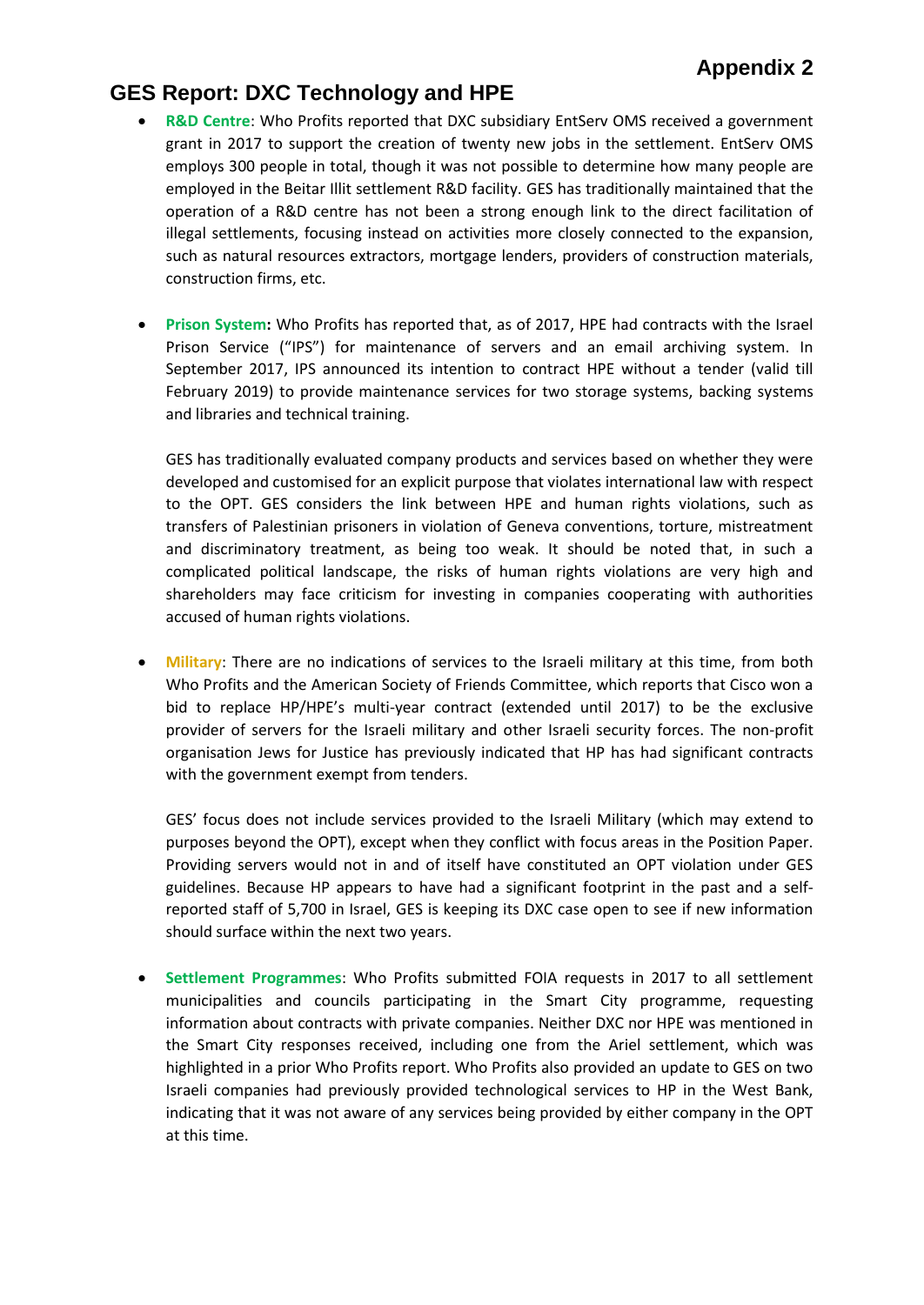**Appendix 2**

## GES Report: DXC Technology and HPE

- **R&D Centre**: Who Profits reported that DXC subsidiary EntServ OMS received a government grant in 2017 to support the creation of twenty new jobs in the settlement. EntServ OMS employs 300 people in total, though it was not possible to determine how many people are employed in the Beitar Illit settlement R&D facility. GES has traditionally maintained that the operation of a R&D centre has not been a strong enough link to the direct facilitation of illegal settlements, focusing instead on activities more closely connected to the expansion, such as natural resources extractors, mortgage lenders, providers of construction materials, construction firms, etc.

- **Prison System:** Who Profits has reported that, as of 2017, HPE had contracts with the Israel Prison Service ("IPS") for maintenance of servers and an email archiving system. In September 2017, IPS announced its intention to contract HPE without a tender (valid till February 2019) to provide maintenance services for two storage systems, backing systems and libraries and technical training.

  GES has traditionally evaluated company products and services based on whether they were developed and customised for an explicit purpose that violates international law with respect to the OPT. GES considers the link between HPE and human rights violations, such as transfers of Palestinian prisoners in violation of Geneva conventions, torture, mistreatment and discriminatory treatment, as being too weak. It should be noted that, in such a complicated political landscape, the risks of human rights violations are very high and shareholders may face criticism for investing in companies cooperating with authorities accused of human rights violations.

- **Military**: There are no indications of services to the Israeli military at this time, from both Who Profits and the American Society of Friends Committee, which reports that Cisco won a bid to replace HP/HPE's multi-year contract (extended until 2017) to be the exclusive provider of servers for the Israeli military and other Israeli security forces. The non-profit organisation Jews for Justice has previously indicated that HP has had significant contracts with the government exempt from tenders.

  GES' focus does not include services provided to the Israeli Military (which may extend to purposes beyond the OPT), except when they conflict with focus areas in the Position Paper. Providing servers would not in and of itself have constituted an OPT violation under GES guidelines. Because HP appears to have had a significant footprint in the past and a self-reported staff of 5,700 in Israel, GES is keeping its DXC case open to see if new information should surface within the next two years.

- **Settlement Programmes**: Who Profits submitted FOIA requests in 2017 to all settlement municipalities and councils participating in the Smart City programme, requesting information about contracts with private companies. Neither DXC nor HPE was mentioned in the Smart City responses received, including one from the Ariel settlement, which was highlighted in a prior Who Profits report. Who Profits also provided an update to GES on two Israeli companies had previously provided technological services to HP in the West Bank, indicating that it was not aware of any services being provided by either company in the OPT at this time.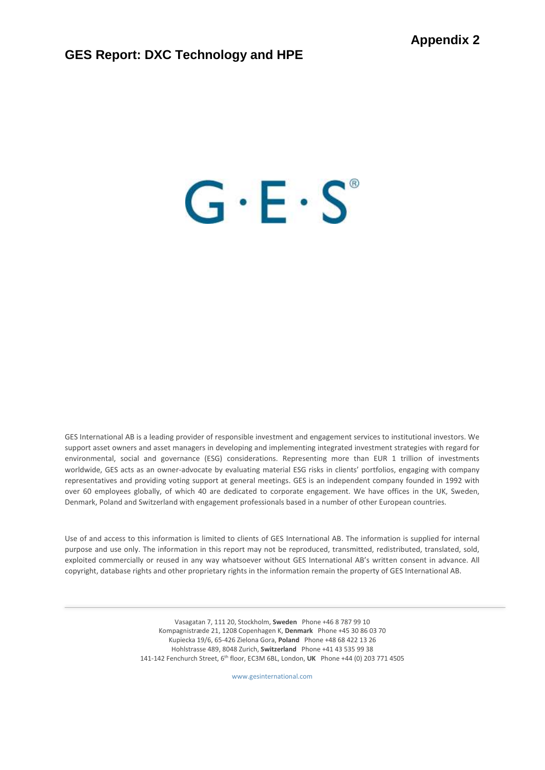**Appendix 2**

# GES Report: DXC Technology and HPE

G·E·S®

GES International AB is a leading provider of responsible investment and engagement services to institutional investors. We support asset owners and asset managers in developing and implementing integrated investment strategies with regard for environmental, social and governance (ESG) considerations. Representing more than EUR 1 trillion of investments worldwide, GES acts as an owner-advocate by evaluating material ESG risks in clients' portfolios, engaging with company representatives and providing voting support at general meetings. GES is an independent company founded in 1992 with over 60 employees globally, of which 40 are dedicated to corporate engagement. We have offices in the UK, Sweden, Denmark, Poland and Switzerland with engagement professionals based in a number of other European countries.

Use of and access to this information is limited to clients of GES International AB. The information is supplied for internal purpose and use only. The information in this report may not be reproduced, transmitted, redistributed, translated, sold, exploited commercially or reused in any way whatsoever without GES International AB's written consent in advance. All copyright, database rights and other proprietary rights in the information remain the property of GES International AB.

---

Vasagatan 7, 111 20, Stockholm, **Sweden** Phone +46 8 787 99 10
Kompagnistræde 21, 1208 Copenhagen K, **Denmark** Phone +45 30 86 03 70
Kupiecka 19/6, 65-426 Zielona Gora, **Poland** Phone +48 68 422 13 26
Hohlstrasse 489, 8048 Zurich, **Switzerland** Phone +41 43 535 99 38
141-142 Fenchurch Street, 6th floor, EC3M 6BL, London, **UK** Phone +44 (0) 203 771 4505

www.gesinternational.com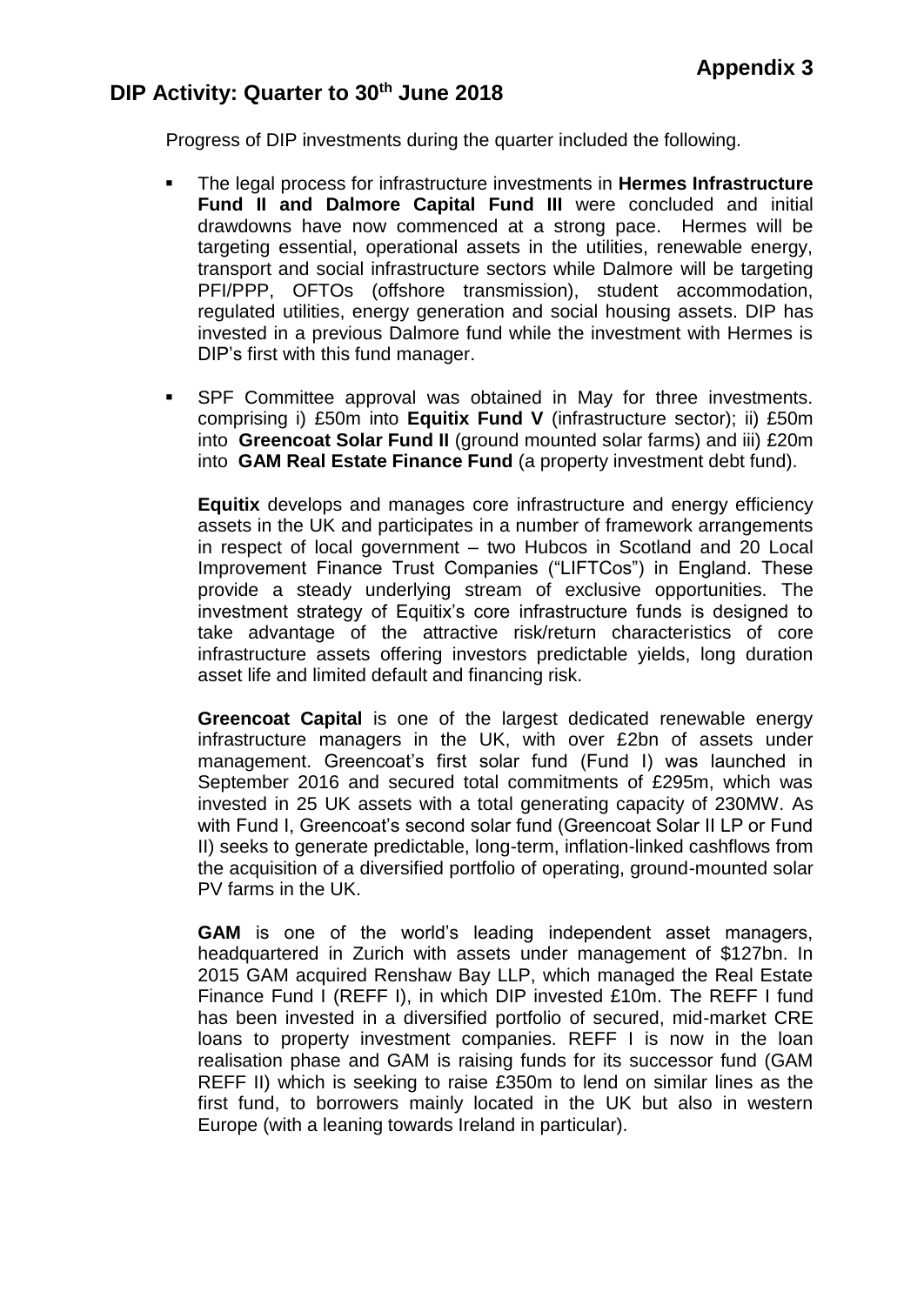**Appendix 3**

## DIP Activity: Quarter to 30th June 2018

Progress of DIP investments during the quarter included the following.

- The legal process for infrastructure investments in **Hermes Infrastructure Fund II and Dalmore Capital Fund III** were concluded and initial drawdowns have now commenced at a strong pace. Hermes will be targeting essential, operational assets in the utilities, renewable energy, transport and social infrastructure sectors while Dalmore will be targeting PFI/PPP, OFTOs (offshore transmission), student accommodation, regulated utilities, energy generation and social housing assets. DIP has invested in a previous Dalmore fund while the investment with Hermes is DIP's first with this fund manager.

- SPF Committee approval was obtained in May for three investments. comprising i) £50m into **Equitix Fund V** (infrastructure sector); ii) £50m into **Greencoat Solar Fund II** (ground mounted solar farms) and iii) £20m into **GAM Real Estate Finance Fund** (a property investment debt fund).

  **Equitix** develops and manages core infrastructure and energy efficiency assets in the UK and participates in a number of framework arrangements in respect of local government – two Hubcos in Scotland and 20 Local Improvement Finance Trust Companies ("LIFTCos") in England. These provide a steady underlying stream of exclusive opportunities. The investment strategy of Equitix's core infrastructure funds is designed to take advantage of the attractive risk/return characteristics of core infrastructure assets offering investors predictable yields, long duration asset life and limited default and financing risk.

  **Greencoat Capital** is one of the largest dedicated renewable energy infrastructure managers in the UK, with over £2bn of assets under management. Greencoat's first solar fund (Fund I) was launched in September 2016 and secured total commitments of £295m, which was invested in 25 UK assets with a total generating capacity of 230MW. As with Fund I, Greencoat's second solar fund (Greencoat Solar II LP or Fund II) seeks to generate predictable, long-term, inflation-linked cashflows from the acquisition of a diversified portfolio of operating, ground-mounted solar PV farms in the UK.

  **GAM** is one of the world's leading independent asset managers, headquartered in Zurich with assets under management of $127bn. In 2015 GAM acquired Renshaw Bay LLP, which managed the Real Estate Finance Fund I (REFF I), in which DIP invested £10m. The REFF I fund has been invested in a diversified portfolio of secured, mid-market CRE loans to property investment companies. REFF I is now in the loan realisation phase and GAM is raising funds for its successor fund (GAM REFF II) which is seeking to raise £350m to lend on similar lines as the first fund, to borrowers mainly located in the UK but also in western Europe (with a leaning towards Ireland in particular).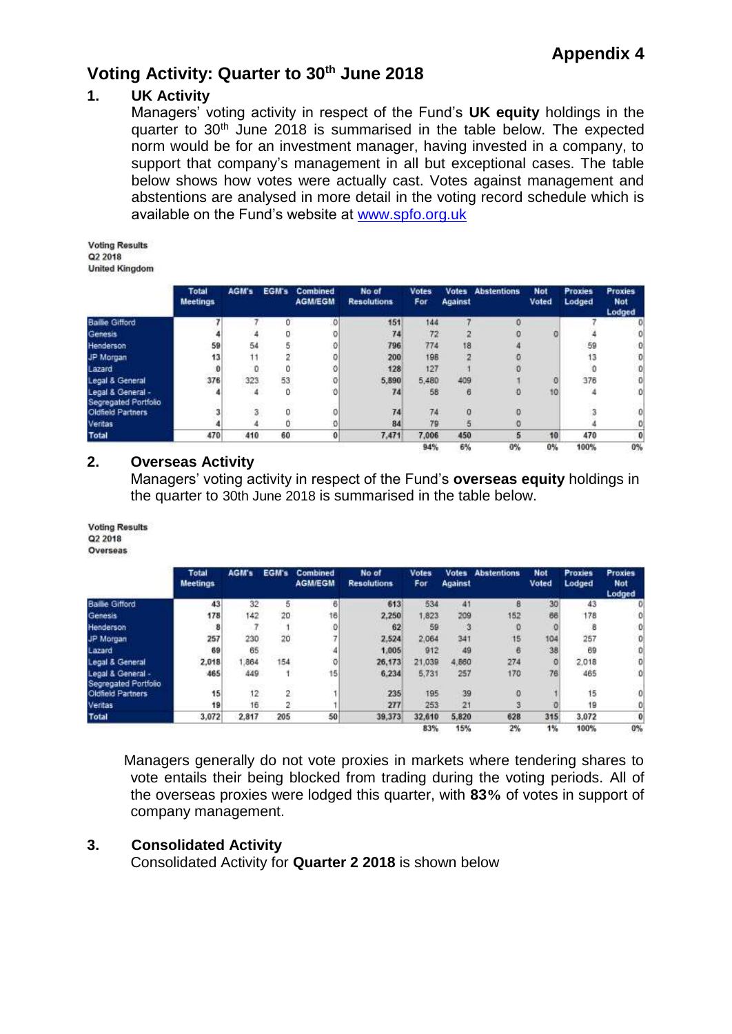**Appendix 4**

# Voting Activity: Quarter to 30th June 2018

## 1. UK Activity

Managers' voting activity in respect of the Fund's **UK equity** holdings in the quarter to 30th June 2018 is summarised in the table below. The expected norm would be for an investment manager, having invested in a company, to support that company's management in all but exceptional cases. The table below shows how votes were actually cast. Votes against management and abstentions are analysed in more detail in the voting record schedule which is available on the Fund's website at [www.spfo.org.uk](www.spfo.org.uk)

**Voting Results**
**Q2 2018**
**United Kingdom**

| | Total Meetings | AGM's | EGM's | Combined AGM/EGM | No of Resolutions | Votes For | Votes Against | Abstentions | Not Voted | Proxies Lodged | Proxies Not Lodged |
|---|---|---|---|---|---|---|---|---|---|---|---|
| Baillie Gifford | 7 | 7 | 0 | 0 | 151 | 144 | 7 | 0 | | 7 | 0 |
| Genesis | 4 | 4 | 0 | 0 | 74 | 72 | 2 | 0 | 0 | 4 | 0 |
| Henderson | 59 | 54 | 5 | 0 | 796 | 774 | 18 | 4 | | 59 | 0 |
| JP Morgan | 13 | 11 | 2 | 0 | 200 | 198 | 2 | 0 | | 13 | 0 |
| Lazard | 0 | 0 | 0 | 0 | 128 | 127 | 1 | 0 | | 0 | 0 |
| Legal & General | 376 | 323 | 53 | 0 | 5,890 | 5,480 | 409 | 1 | 0 | 376 | 0 |
| Legal & General - Segregated Portfolio | 4 | 4 | 0 | 0 | 74 | 58 | 6 | 0 | 10 | 4 | 0 |
| Oldfield Partners | 3 | 3 | 0 | 0 | 74 | 74 | 0 | 0 | | 3 | 0 |
| Veritas | 4 | 4 | 0 | 0 | 84 | 79 | 5 | 0 | | 4 | 0 |
| **Total** | 470 | 410 | 60 | 0 | 7,471 | 7,006 | 450 | 5 | 10 | 470 | 0 |
| | | | | | | 94% | 6% | 0% | 0% | 100% | 0% |

## 2. Overseas Activity

Managers' voting activity in respect of the Fund's **overseas equity** holdings in the quarter to 30th June 2018 is summarised in the table below.

**Voting Results**
**Q2 2018**
**Overseas**

| | Total Meetings | AGM's | EGM's | Combined AGM/EGM | No of Resolutions | Votes For | Votes Against | Abstentions | Not Voted | Proxies Lodged | Proxies Not Lodged |
|---|---|---|---|---|---|---|---|---|---|---|---|
| Baillie Gifford | 43 | 32 | 5 | 6 | 613 | 534 | 41 | 8 | 30 | 43 | 0 |
| Genesis | 178 | 142 | 20 | 16 | 2,250 | 1,823 | 209 | 152 | 66 | 178 | 0 |
| Henderson | 8 | 7 | 1 | 0 | 62 | 59 | 3 | 0 | 0 | 8 | 0 |
| JP Morgan | 257 | 230 | 20 | 7 | 2,524 | 2,064 | 341 | 15 | 104 | 257 | 0 |
| Lazard | 69 | 65 | | 4 | 1,005 | 912 | 49 | 6 | 38 | 69 | 0 |
| Legal & General | 2,018 | 1,864 | 154 | 0 | 26,173 | 21,039 | 4,860 | 274 | 0 | 2,018 | 0 |
| Legal & General - Segregated Portfolio | 465 | 449 | 1 | 15 | 6,234 | 5,731 | 257 | 170 | 76 | 465 | 0 |
| Oldfield Partners | 15 | 12 | 2 | 1 | 235 | 195 | 39 | 0 | 1 | 15 | 0 |
| Veritas | 19 | 16 | 2 | 1 | 277 | 253 | 21 | 3 | 0 | 19 | 0 |
| **Total** | 3,072 | 2,817 | 205 | 50 | 39,373 | 32,610 | 5,820 | 628 | 315 | 3,072 | 0 |
| | | | | | | 83% | 15% | 2% | 1% | 100% | 0% |

Managers generally do not vote proxies in markets where tendering shares to vote entails their being blocked from trading during the voting periods. All of the overseas proxies were lodged this quarter, with **83%** of votes in support of company management.

## 3. Consolidated Activity

Consolidated Activity for **Quarter 2 2018** is shown below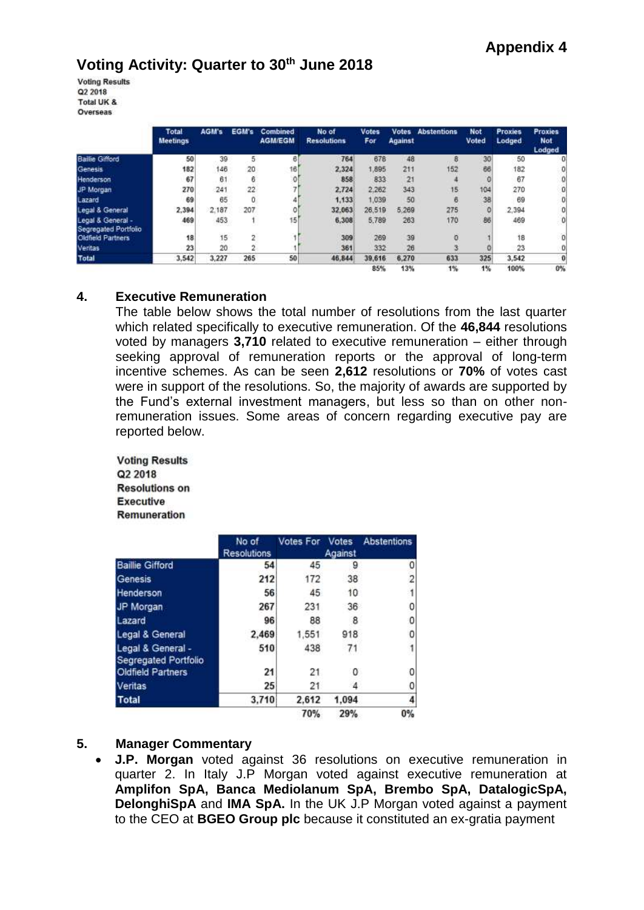**Appendix 4**

## Voting Activity: Quarter to 30th June 2018

**Voting Results**
**Q2 2018**
**Total UK & Overseas**

| | Total Meetings | AGM's | EGM's | Combined AGM/EGM | No of Resolutions | Votes For | Votes Against | Abstentions | Not Voted | Proxies Lodged | Proxies Not Lodged |
|---|---|---|---|---|---|---|---|---|---|---|---|
| Baillie Gifford | 50 | 39 | 5 | 6 | 764 | 678 | 48 | 8 | 30 | 50 | 0 |
| Genesis | 182 | 146 | 20 | 16 | 2,324 | 1,895 | 211 | 152 | 66 | 182 | 0 |
| Henderson | 67 | 61 | 6 | 0 | 858 | 833 | 21 | 4 | 0 | 67 | 0 |
| JP Morgan | 270 | 241 | 22 | 7 | 2,724 | 2,262 | 343 | 15 | 104 | 270 | 0 |
| Lazard | 69 | 65 | 0 | 4 | 1,133 | 1,039 | 50 | 6 | 38 | 69 | 0 |
| Legal & General | 2,394 | 2,187 | 207 | 0 | 32,063 | 26,519 | 5,269 | 275 | 0 | 2,394 | 0 |
| Legal & General - Segregated Portfolio | 469 | 453 | 1 | 15 | 6,308 | 5,789 | 263 | 170 | 86 | 469 | 0 |
| Oldfield Partners | 18 | 15 | 2 | 1 | 309 | 269 | 39 | 0 | 1 | 18 | 0 |
| Veritas | 23 | 20 | 2 | 1 | 361 | 332 | 26 | 3 | 0 | 23 | 0 |
| Total | 3,542 | 3,227 | 265 | 50 | 46,844 | 39,616 | 6,270 | 633 | 325 | 3,542 | 0 |
| | | | | | | 85% | 13% | 1% | 1% | 100% | 0% |

### 4. Executive Remuneration

The table below shows the total number of resolutions from the last quarter which related specifically to executive remuneration. Of the **46,844** resolutions voted by managers **3,710** related to executive remuneration – either through seeking approval of remuneration reports or the approval of long-term incentive schemes. As can be seen **2,612** resolutions or **70%** of votes cast were in support of the resolutions. So, the majority of awards are supported by the Fund's external investment managers, but less so than on other non-remuneration issues. Some areas of concern regarding executive pay are reported below.

**Voting Results**
**Q2 2018**
**Resolutions on Executive Remuneration**

| | No of Resolutions | Votes For | Votes Against | Abstentions |
|---|---|---|---|---|
| Baillie Gifford | 54 | 45 | 9 | 0 |
| Genesis | 212 | 172 | 38 | 2 |
| Henderson | 56 | 45 | 10 | 1 |
| JP Morgan | 267 | 231 | 36 | 0 |
| Lazard | 96 | 88 | 8 | 0 |
| Legal & General | 2,469 | 1,551 | 918 | 0 |
| Legal & General - Segregated Portfolio | 510 | 438 | 71 | 1 |
| Oldfield Partners | 21 | 21 | 0 | 0 |
| Veritas | 25 | 21 | 4 | 0 |
| Total | 3,710 | 2,612 | 1,094 | 4 |
| | | 70% | 29% | 0% |

### 5. Manager Commentary

- **J.P. Morgan** voted against 36 resolutions on executive remuneration in quarter 2. In Italy J.P Morgan voted against executive remuneration at **Amplifon SpA, Banca Mediolanum SpA, Brembo SpA, DatalogicSpA, DelonghiSpA** and **IMA SpA.** In the UK J.P Morgan voted against a payment to the CEO at **BGEO Group plc** because it constituted an ex-gratia payment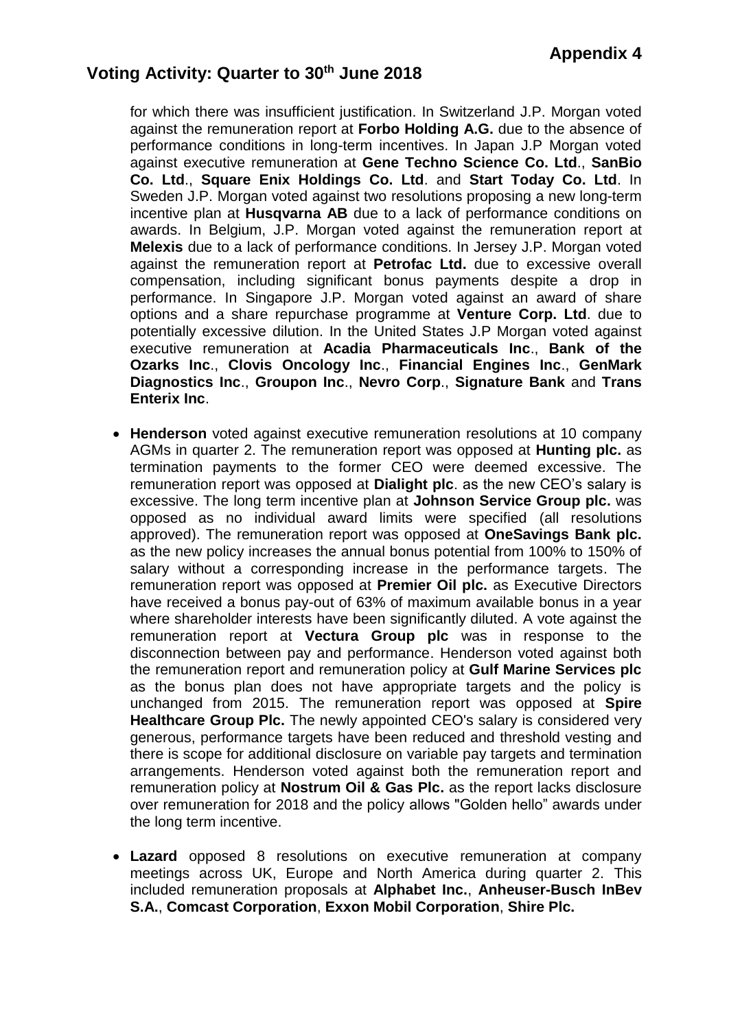for which there was insufficient justification. In Switzerland J.P. Morgan voted against the remuneration report at **Forbo Holding A.G.** due to the absence of performance conditions in long-term incentives. In Japan J.P Morgan voted against executive remuneration at **Gene Techno Science Co. Ltd**., **SanBio Co. Ltd**., **Square Enix Holdings Co. Ltd**. and **Start Today Co. Ltd**. In Sweden J.P. Morgan voted against two resolutions proposing a new long-term incentive plan at **Husqvarna AB** due to a lack of performance conditions on awards. In Belgium, J.P. Morgan voted against the remuneration report at **Melexis** due to a lack of performance conditions. In Jersey J.P. Morgan voted against the remuneration report at **Petrofac Ltd.** due to excessive overall compensation, including significant bonus payments despite a drop in performance. In Singapore J.P. Morgan voted against an award of share options and a share repurchase programme at **Venture Corp. Ltd**. due to potentially excessive dilution. In the United States J.P Morgan voted against executive remuneration at **Acadia Pharmaceuticals Inc**., **Bank of the Ozarks Inc**., **Clovis Oncology Inc**., **Financial Engines Inc**., **GenMark Diagnostics Inc**., **Groupon Inc**., **Nevro Corp**., **Signature Bank** and **Trans Enterix Inc**.

- **Henderson** voted against executive remuneration resolutions at 10 company AGMs in quarter 2. The remuneration report was opposed at **Hunting plc.** as termination payments to the former CEO were deemed excessive. The remuneration report was opposed at **Dialight plc**. as the new CEO's salary is excessive. The long term incentive plan at **Johnson Service Group plc.** was opposed as no individual award limits were specified (all resolutions approved). The remuneration report was opposed at **OneSavings Bank plc.** as the new policy increases the annual bonus potential from 100% to 150% of salary without a corresponding increase in the performance targets. The remuneration report was opposed at **Premier Oil plc.** as Executive Directors have received a bonus pay-out of 63% of maximum available bonus in a year where shareholder interests have been significantly diluted. A vote against the remuneration report at **Vectura Group plc** was in response to the disconnection between pay and performance. Henderson voted against both the remuneration report and remuneration policy at **Gulf Marine Services plc** as the bonus plan does not have appropriate targets and the policy is unchanged from 2015. The remuneration report was opposed at **Spire Healthcare Group Plc.** The newly appointed CEO's salary is considered very generous, performance targets have been reduced and threshold vesting and there is scope for additional disclosure on variable pay targets and termination arrangements. Henderson voted against both the remuneration report and remuneration policy at **Nostrum Oil & Gas Plc.** as the report lacks disclosure over remuneration for 2018 and the policy allows "Golden hello" awards under the long term incentive.

- **Lazard** opposed 8 resolutions on executive remuneration at company meetings across UK, Europe and North America during quarter 2. This included remuneration proposals at **Alphabet Inc.**, **Anheuser-Busch InBev S.A.**, **Comcast Corporation**, **Exxon Mobil Corporation**, **Shire Plc.**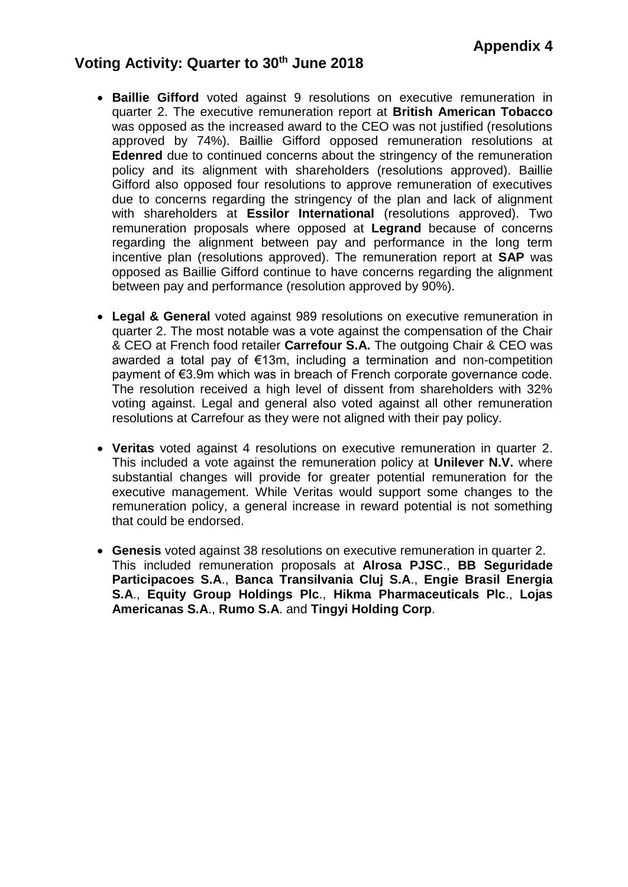**Appendix 4**

## Voting Activity: Quarter to 30th June 2018

- **Baillie Gifford** voted against 9 resolutions on executive remuneration in quarter 2. The executive remuneration report at **British American Tobacco** was opposed as the increased award to the CEO was not justified (resolutions approved by 74%). Baillie Gifford opposed remuneration resolutions at **Edenred** due to continued concerns about the stringency of the remuneration policy and its alignment with shareholders (resolutions approved). Baillie Gifford also opposed four resolutions to approve remuneration of executives due to concerns regarding the stringency of the plan and lack of alignment with shareholders at **Essilor International** (resolutions approved). Two remuneration proposals where opposed at **Legrand** because of concerns regarding the alignment between pay and performance in the long term incentive plan (resolutions approved). The remuneration report at **SAP** was opposed as Baillie Gifford continue to have concerns regarding the alignment between pay and performance (resolution approved by 90%).

- **Legal & General** voted against 989 resolutions on executive remuneration in quarter 2. The most notable was a vote against the compensation of the Chair & CEO at French food retailer **Carrefour S.A.** The outgoing Chair & CEO was awarded a total pay of €13m, including a termination and non-competition payment of €3.9m which was in breach of French corporate governance code. The resolution received a high level of dissent from shareholders with 32% voting against. Legal and general also voted against all other remuneration resolutions at Carrefour as they were not aligned with their pay policy.

- **Veritas** voted against 4 resolutions on executive remuneration in quarter 2. This included a vote against the remuneration policy at **Unilever N.V.** where substantial changes will provide for greater potential remuneration for the executive management. While Veritas would support some changes to the remuneration policy, a general increase in reward potential is not something that could be endorsed.

- **Genesis** voted against 38 resolutions on executive remuneration in quarter 2. This included remuneration proposals at **Alrosa PJSC**., **BB Seguridade Participacoes S.A**., **Banca Transilvania Cluj S.A**., **Engie Brasil Energia S.A**., **Equity Group Holdings Plc**., **Hikma Pharmaceuticals Plc**., **Lojas Americanas S.A**., **Rumo S.A**. and **Tingyi Holding Corp**.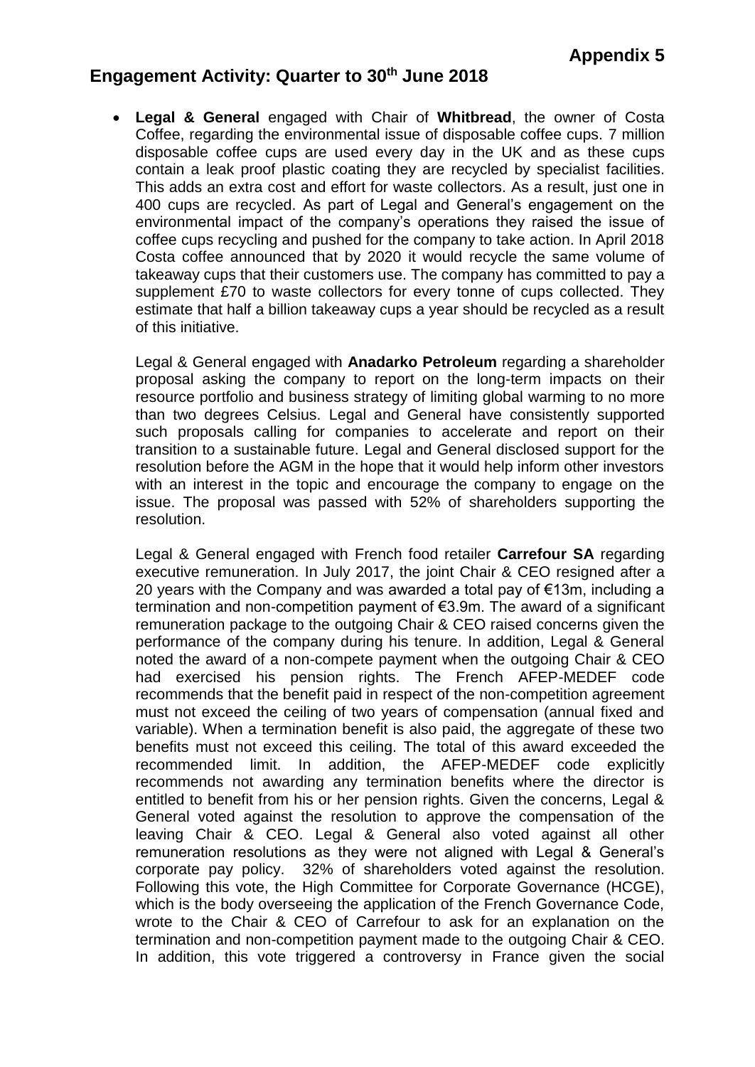**Appendix 5**

## Engagement Activity: Quarter to 30th June 2018

- **Legal & General** engaged with Chair of **Whitbread**, the owner of Costa Coffee, regarding the environmental issue of disposable coffee cups. 7 million disposable coffee cups are used every day in the UK and as these cups contain a leak proof plastic coating they are recycled by specialist facilities. This adds an extra cost and effort for waste collectors. As a result, just one in 400 cups are recycled. As part of Legal and General's engagement on the environmental impact of the company's operations they raised the issue of coffee cups recycling and pushed for the company to take action. In April 2018 Costa coffee announced that by 2020 it would recycle the same volume of takeaway cups that their customers use. The company has committed to pay a supplement £70 to waste collectors for every tonne of cups collected. They estimate that half a billion takeaway cups a year should be recycled as a result of this initiative.

  Legal & General engaged with **Anadarko Petroleum** regarding a shareholder proposal asking the company to report on the long-term impacts on their resource portfolio and business strategy of limiting global warming to no more than two degrees Celsius. Legal and General have consistently supported such proposals calling for companies to accelerate and report on their transition to a sustainable future. Legal and General disclosed support for the resolution before the AGM in the hope that it would help inform other investors with an interest in the topic and encourage the company to engage on the issue. The proposal was passed with 52% of shareholders supporting the resolution.

  Legal & General engaged with French food retailer **Carrefour SA** regarding executive remuneration. In July 2017, the joint Chair & CEO resigned after a 20 years with the Company and was awarded a total pay of €13m, including a termination and non-competition payment of €3.9m. The award of a significant remuneration package to the outgoing Chair & CEO raised concerns given the performance of the company during his tenure. In addition, Legal & General noted the award of a non-compete payment when the outgoing Chair & CEO had exercised his pension rights. The French AFEP-MEDEF code recommends that the benefit paid in respect of the non-competition agreement must not exceed the ceiling of two years of compensation (annual fixed and variable). When a termination benefit is also paid, the aggregate of these two benefits must not exceed this ceiling. The total of this award exceeded the recommended limit. In addition, the AFEP-MEDEF code explicitly recommends not awarding any termination benefits where the director is entitled to benefit from his or her pension rights. Given the concerns, Legal & General voted against the resolution to approve the compensation of the leaving Chair & CEO. Legal & General also voted against all other remuneration resolutions as they were not aligned with Legal & General's corporate pay policy. 32% of shareholders voted against the resolution. Following this vote, the High Committee for Corporate Governance (HCGE), which is the body overseeing the application of the French Governance Code, wrote to the Chair & CEO of Carrefour to ask for an explanation on the termination and non-competition payment made to the outgoing Chair & CEO. In addition, this vote triggered a controversy in France given the social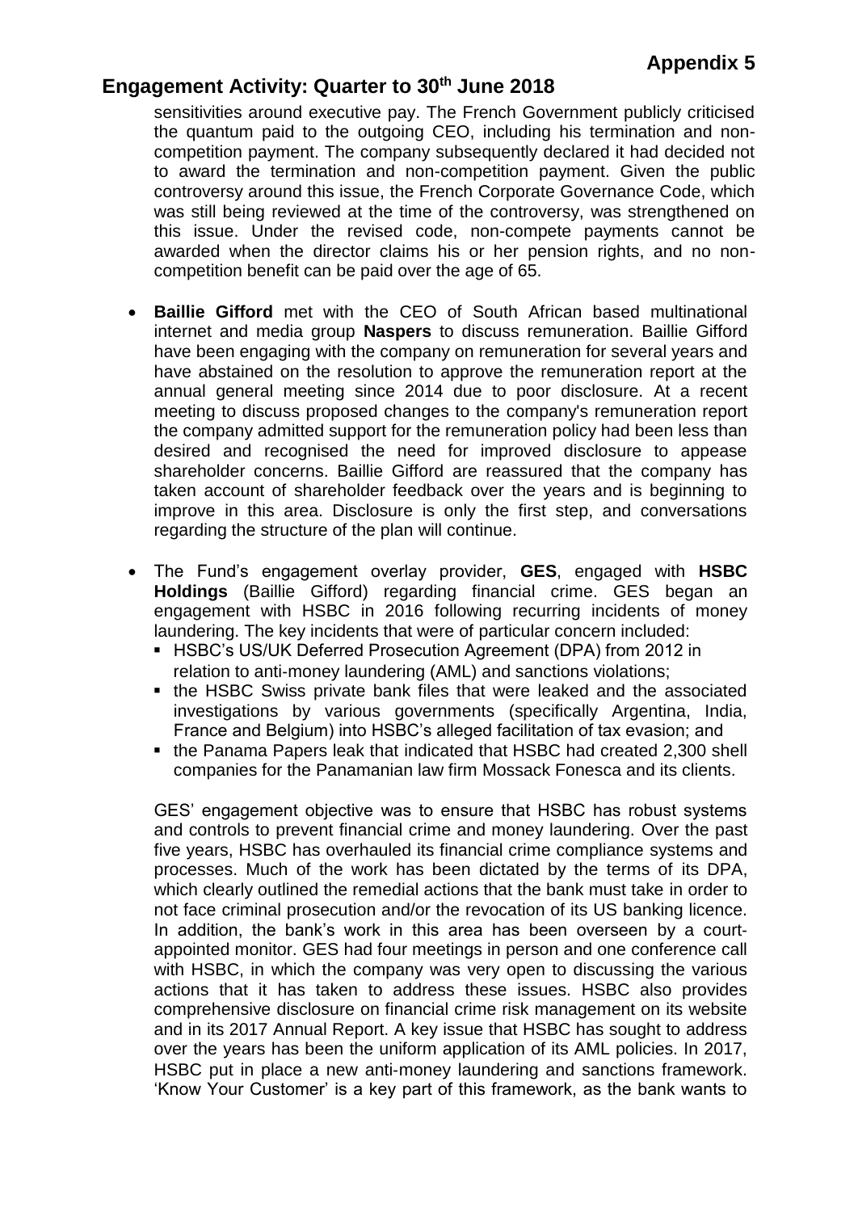sensitivities around executive pay. The French Government publicly criticised the quantum paid to the outgoing CEO, including his termination and non-competition payment. The company subsequently declared it had decided not to award the termination and non-competition payment. Given the public controversy around this issue, the French Corporate Governance Code, which was still being reviewed at the time of the controversy, was strengthened on this issue. Under the revised code, non-compete payments cannot be awarded when the director claims his or her pension rights, and no non-competition benefit can be paid over the age of 65.

- **Baillie Gifford** met with the CEO of South African based multinational internet and media group **Naspers** to discuss remuneration. Baillie Gifford have been engaging with the company on remuneration for several years and have abstained on the resolution to approve the remuneration report at the annual general meeting since 2014 due to poor disclosure. At a recent meeting to discuss proposed changes to the company's remuneration report the company admitted support for the remuneration policy had been less than desired and recognised the need for improved disclosure to appease shareholder concerns. Baillie Gifford are reassured that the company has taken account of shareholder feedback over the years and is beginning to improve in this area. Disclosure is only the first step, and conversations regarding the structure of the plan will continue.

- The Fund's engagement overlay provider, **GES**, engaged with **HSBC Holdings** (Baillie Gifford) regarding financial crime. GES began an engagement with HSBC in 2016 following recurring incidents of money laundering. The key incidents that were of particular concern included:
  - HSBC's US/UK Deferred Prosecution Agreement (DPA) from 2012 in relation to anti-money laundering (AML) and sanctions violations;
  - the HSBC Swiss private bank files that were leaked and the associated investigations by various governments (specifically Argentina, India, France and Belgium) into HSBC's alleged facilitation of tax evasion; and
  - the Panama Papers leak that indicated that HSBC had created 2,300 shell companies for the Panamanian law firm Mossack Fonesca and its clients.

  GES' engagement objective was to ensure that HSBC has robust systems and controls to prevent financial crime and money laundering. Over the past five years, HSBC has overhauled its financial crime compliance systems and processes. Much of the work has been dictated by the terms of its DPA, which clearly outlined the remedial actions that the bank must take in order to not face criminal prosecution and/or the revocation of its US banking licence. In addition, the bank's work in this area has been overseen by a court-appointed monitor. GES had four meetings in person and one conference call with HSBC, in which the company was very open to discussing the various actions that it has taken to address these issues. HSBC also provides comprehensive disclosure on financial crime risk management on its website and in its 2017 Annual Report. A key issue that HSBC has sought to address over the years has been the uniform application of its AML policies. In 2017, HSBC put in place a new anti-money laundering and sanctions framework. 'Know Your Customer' is a key part of this framework, as the bank wants to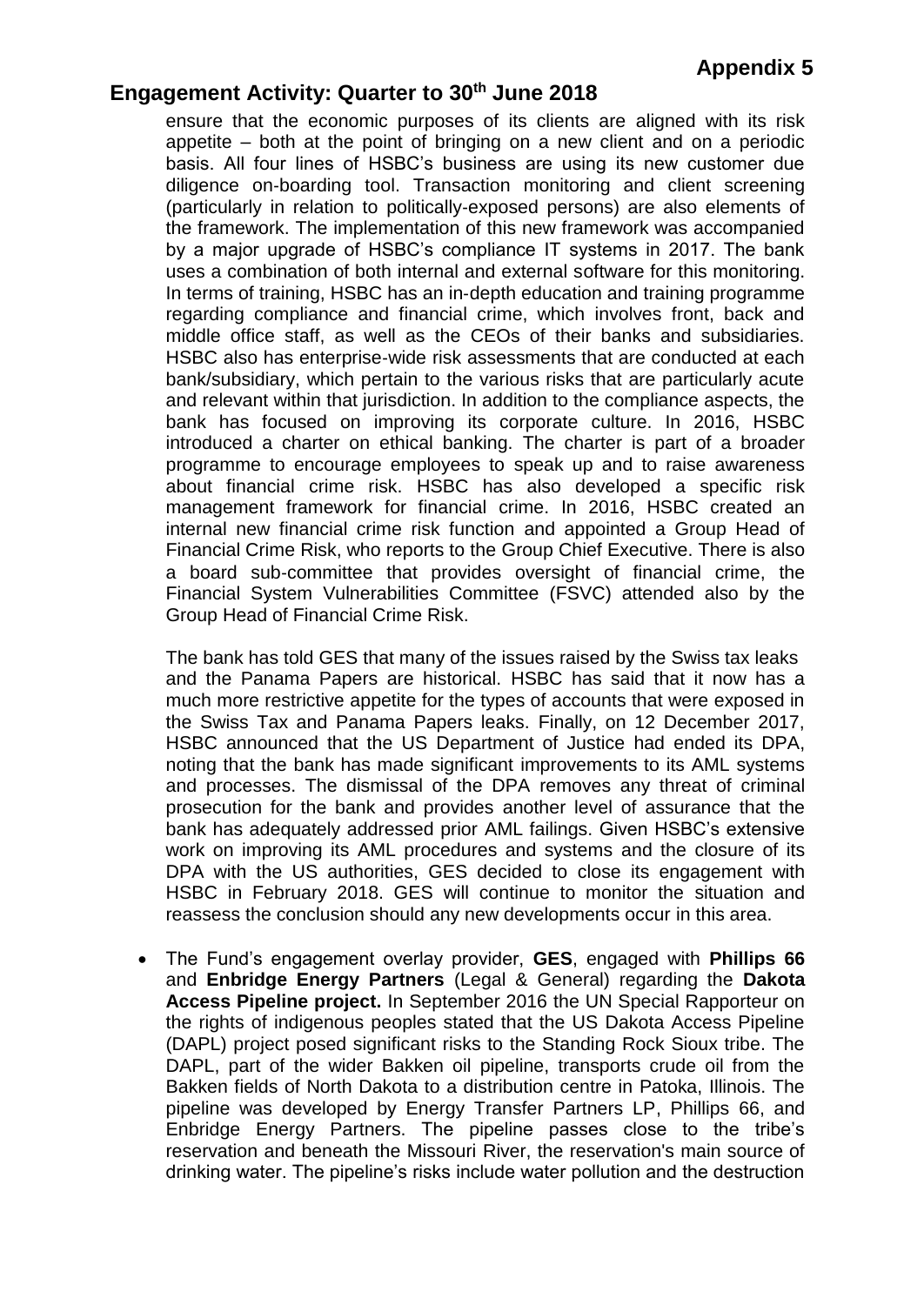ensure that the economic purposes of its clients are aligned with its risk appetite – both at the point of bringing on a new client and on a periodic basis. All four lines of HSBC's business are using its new customer due diligence on-boarding tool. Transaction monitoring and client screening (particularly in relation to politically-exposed persons) are also elements of the framework. The implementation of this new framework was accompanied by a major upgrade of HSBC's compliance IT systems in 2017. The bank uses a combination of both internal and external software for this monitoring. In terms of training, HSBC has an in-depth education and training programme regarding compliance and financial crime, which involves front, back and middle office staff, as well as the CEOs of their banks and subsidiaries. HSBC also has enterprise-wide risk assessments that are conducted at each bank/subsidiary, which pertain to the various risks that are particularly acute and relevant within that jurisdiction. In addition to the compliance aspects, the bank has focused on improving its corporate culture. In 2016, HSBC introduced a charter on ethical banking. The charter is part of a broader programme to encourage employees to speak up and to raise awareness about financial crime risk. HSBC has also developed a specific risk management framework for financial crime. In 2016, HSBC created an internal new financial crime risk function and appointed a Group Head of Financial Crime Risk, who reports to the Group Chief Executive. There is also a board sub-committee that provides oversight of financial crime, the Financial System Vulnerabilities Committee (FSVC) attended also by the Group Head of Financial Crime Risk.

The bank has told GES that many of the issues raised by the Swiss tax leaks and the Panama Papers are historical. HSBC has said that it now has a much more restrictive appetite for the types of accounts that were exposed in the Swiss Tax and Panama Papers leaks. Finally, on 12 December 2017, HSBC announced that the US Department of Justice had ended its DPA, noting that the bank has made significant improvements to its AML systems and processes. The dismissal of the DPA removes any threat of criminal prosecution for the bank and provides another level of assurance that the bank has adequately addressed prior AML failings. Given HSBC's extensive work on improving its AML procedures and systems and the closure of its DPA with the US authorities, GES decided to close its engagement with HSBC in February 2018. GES will continue to monitor the situation and reassess the conclusion should any new developments occur in this area.

- The Fund's engagement overlay provider, **GES**, engaged with **Phillips 66** and **Enbridge Energy Partners** (Legal & General) regarding the **Dakota Access Pipeline project.** In September 2016 the UN Special Rapporteur on the rights of indigenous peoples stated that the US Dakota Access Pipeline (DAPL) project posed significant risks to the Standing Rock Sioux tribe. The DAPL, part of the wider Bakken oil pipeline, transports crude oil from the Bakken fields of North Dakota to a distribution centre in Patoka, Illinois. The pipeline was developed by Energy Transfer Partners LP, Phillips 66, and Enbridge Energy Partners. The pipeline passes close to the tribe's reservation and beneath the Missouri River, the reservation's main source of drinking water. The pipeline's risks include water pollution and the destruction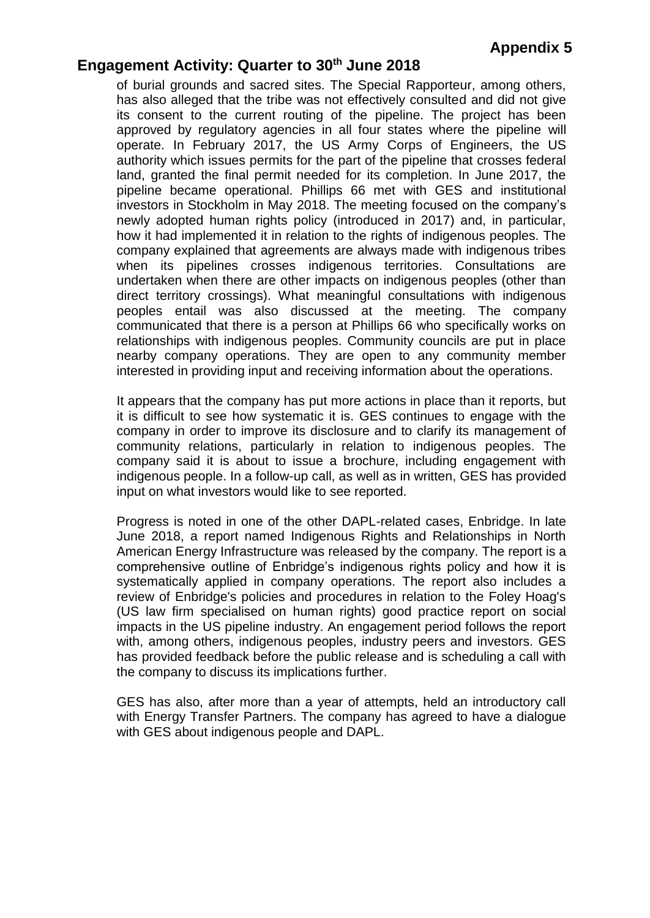of burial grounds and sacred sites. The Special Rapporteur, among others, has also alleged that the tribe was not effectively consulted and did not give its consent to the current routing of the pipeline. The project has been approved by regulatory agencies in all four states where the pipeline will operate. In February 2017, the US Army Corps of Engineers, the US authority which issues permits for the part of the pipeline that crosses federal land, granted the final permit needed for its completion. In June 2017, the pipeline became operational. Phillips 66 met with GES and institutional investors in Stockholm in May 2018. The meeting focused on the company's newly adopted human rights policy (introduced in 2017) and, in particular, how it had implemented it in relation to the rights of indigenous peoples. The company explained that agreements are always made with indigenous tribes when its pipelines crosses indigenous territories. Consultations are undertaken when there are other impacts on indigenous peoples (other than direct territory crossings). What meaningful consultations with indigenous peoples entail was also discussed at the meeting. The company communicated that there is a person at Phillips 66 who specifically works on relationships with indigenous peoples. Community councils are put in place nearby company operations. They are open to any community member interested in providing input and receiving information about the operations.

It appears that the company has put more actions in place than it reports, but it is difficult to see how systematic it is. GES continues to engage with the company in order to improve its disclosure and to clarify its management of community relations, particularly in relation to indigenous peoples. The company said it is about to issue a brochure, including engagement with indigenous people. In a follow-up call, as well as in written, GES has provided input on what investors would like to see reported.

Progress is noted in one of the other DAPL-related cases, Enbridge. In late June 2018, a report named Indigenous Rights and Relationships in North American Energy Infrastructure was released by the company. The report is a comprehensive outline of Enbridge's indigenous rights policy and how it is systematically applied in company operations. The report also includes a review of Enbridge's policies and procedures in relation to the Foley Hoag's (US law firm specialised on human rights) good practice report on social impacts in the US pipeline industry. An engagement period follows the report with, among others, indigenous peoples, industry peers and investors. GES has provided feedback before the public release and is scheduling a call with the company to discuss its implications further.

GES has also, after more than a year of attempts, held an introductory call with Energy Transfer Partners. The company has agreed to have a dialogue with GES about indigenous people and DAPL.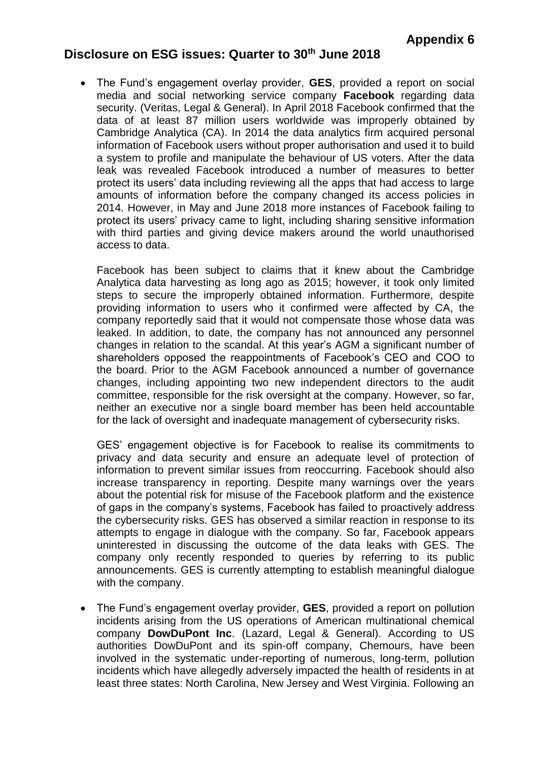**Appendix 6**

## Disclosure on ESG issues: Quarter to 30th June 2018

- The Fund's engagement overlay provider, **GES**, provided a report on social media and social networking service company **Facebook** regarding data security. (Veritas, Legal & General). In April 2018 Facebook confirmed that the data of at least 87 million users worldwide was improperly obtained by Cambridge Analytica (CA). In 2014 the data analytics firm acquired personal information of Facebook users without proper authorisation and used it to build a system to profile and manipulate the behaviour of US voters. After the data leak was revealed Facebook introduced a number of measures to better protect its users' data including reviewing all the apps that had access to large amounts of information before the company changed its access policies in 2014. However, in May and June 2018 more instances of Facebook failing to protect its users' privacy came to light, including sharing sensitive information with third parties and giving device makers around the world unauthorised access to data.

  Facebook has been subject to claims that it knew about the Cambridge Analytica data harvesting as long ago as 2015; however, it took only limited steps to secure the improperly obtained information. Furthermore, despite providing information to users who it confirmed were affected by CA, the company reportedly said that it would not compensate those whose data was leaked. In addition, to date, the company has not announced any personnel changes in relation to the scandal. At this year's AGM a significant number of shareholders opposed the reappointments of Facebook's CEO and COO to the board. Prior to the AGM Facebook announced a number of governance changes, including appointing two new independent directors to the audit committee, responsible for the risk oversight at the company. However, so far, neither an executive nor a single board member has been held accountable for the lack of oversight and inadequate management of cybersecurity risks.

  GES' engagement objective is for Facebook to realise its commitments to privacy and data security and ensure an adequate level of protection of information to prevent similar issues from reoccurring. Facebook should also increase transparency in reporting. Despite many warnings over the years about the potential risk for misuse of the Facebook platform and the existence of gaps in the company's systems, Facebook has failed to proactively address the cybersecurity risks. GES has observed a similar reaction in response to its attempts to engage in dialogue with the company. So far, Facebook appears uninterested in discussing the outcome of the data leaks with GES. The company only recently responded to queries by referring to its public announcements. GES is currently attempting to establish meaningful dialogue with the company.

- The Fund's engagement overlay provider, **GES**, provided a report on pollution incidents arising from the US operations of American multinational chemical company **DowDuPont Inc**. (Lazard, Legal & General). According to US authorities DowDuPont and its spin-off company, Chemours, have been involved in the systematic under-reporting of numerous, long-term, pollution incidents which have allegedly adversely impacted the health of residents in at least three states: North Carolina, New Jersey and West Virginia. Following an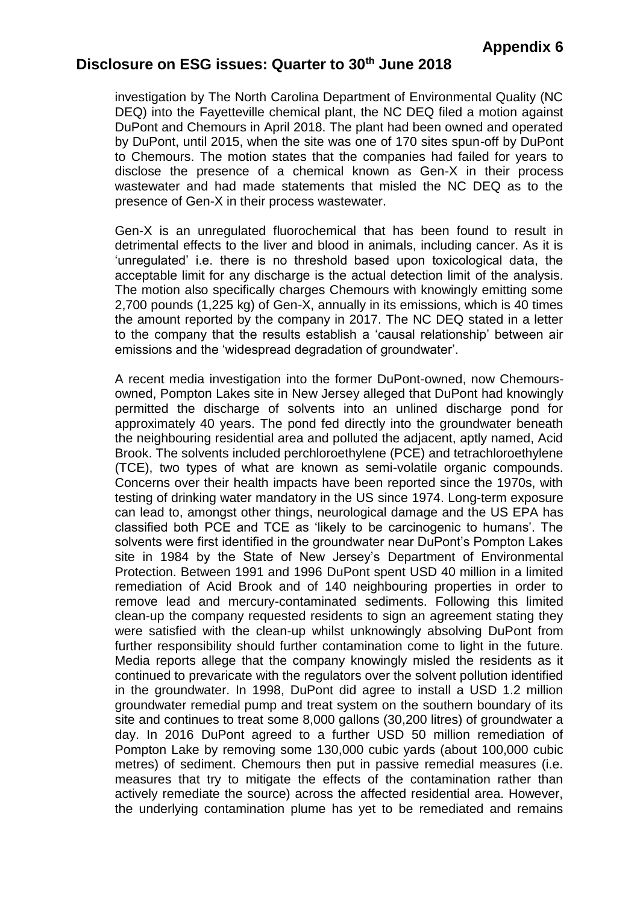investigation by The North Carolina Department of Environmental Quality (NC DEQ) into the Fayetteville chemical plant, the NC DEQ filed a motion against DuPont and Chemours in April 2018. The plant had been owned and operated by DuPont, until 2015, when the site was one of 170 sites spun-off by DuPont to Chemours. The motion states that the companies had failed for years to disclose the presence of a chemical known as Gen-X in their process wastewater and had made statements that misled the NC DEQ as to the presence of Gen-X in their process wastewater.

Gen-X is an unregulated fluorochemical that has been found to result in detrimental effects to the liver and blood in animals, including cancer. As it is 'unregulated' i.e. there is no threshold based upon toxicological data, the acceptable limit for any discharge is the actual detection limit of the analysis. The motion also specifically charges Chemours with knowingly emitting some 2,700 pounds (1,225 kg) of Gen-X, annually in its emissions, which is 40 times the amount reported by the company in 2017. The NC DEQ stated in a letter to the company that the results establish a 'causal relationship' between air emissions and the 'widespread degradation of groundwater'.

A recent media investigation into the former DuPont-owned, now Chemours-owned, Pompton Lakes site in New Jersey alleged that DuPont had knowingly permitted the discharge of solvents into an unlined discharge pond for approximately 40 years. The pond fed directly into the groundwater beneath the neighbouring residential area and polluted the adjacent, aptly named, Acid Brook. The solvents included perchloroethylene (PCE) and tetrachloroethylene (TCE), two types of what are known as semi-volatile organic compounds. Concerns over their health impacts have been reported since the 1970s, with testing of drinking water mandatory in the US since 1974. Long-term exposure can lead to, amongst other things, neurological damage and the US EPA has classified both PCE and TCE as 'likely to be carcinogenic to humans'. The solvents were first identified in the groundwater near DuPont's Pompton Lakes site in 1984 by the State of New Jersey's Department of Environmental Protection. Between 1991 and 1996 DuPont spent USD 40 million in a limited remediation of Acid Brook and of 140 neighbouring properties in order to remove lead and mercury-contaminated sediments. Following this limited clean-up the company requested residents to sign an agreement stating they were satisfied with the clean-up whilst unknowingly absolving DuPont from further responsibility should further contamination come to light in the future. Media reports allege that the company knowingly misled the residents as it continued to prevaricate with the regulators over the solvent pollution identified in the groundwater. In 1998, DuPont did agree to install a USD 1.2 million groundwater remedial pump and treat system on the southern boundary of its site and continues to treat some 8,000 gallons (30,200 litres) of groundwater a day. In 2016 DuPont agreed to a further USD 50 million remediation of Pompton Lake by removing some 130,000 cubic yards (about 100,000 cubic metres) of sediment. Chemours then put in passive remedial measures (i.e. measures that try to mitigate the effects of the contamination rather than actively remediate the source) across the affected residential area. However, the underlying contamination plume has yet to be remediated and remains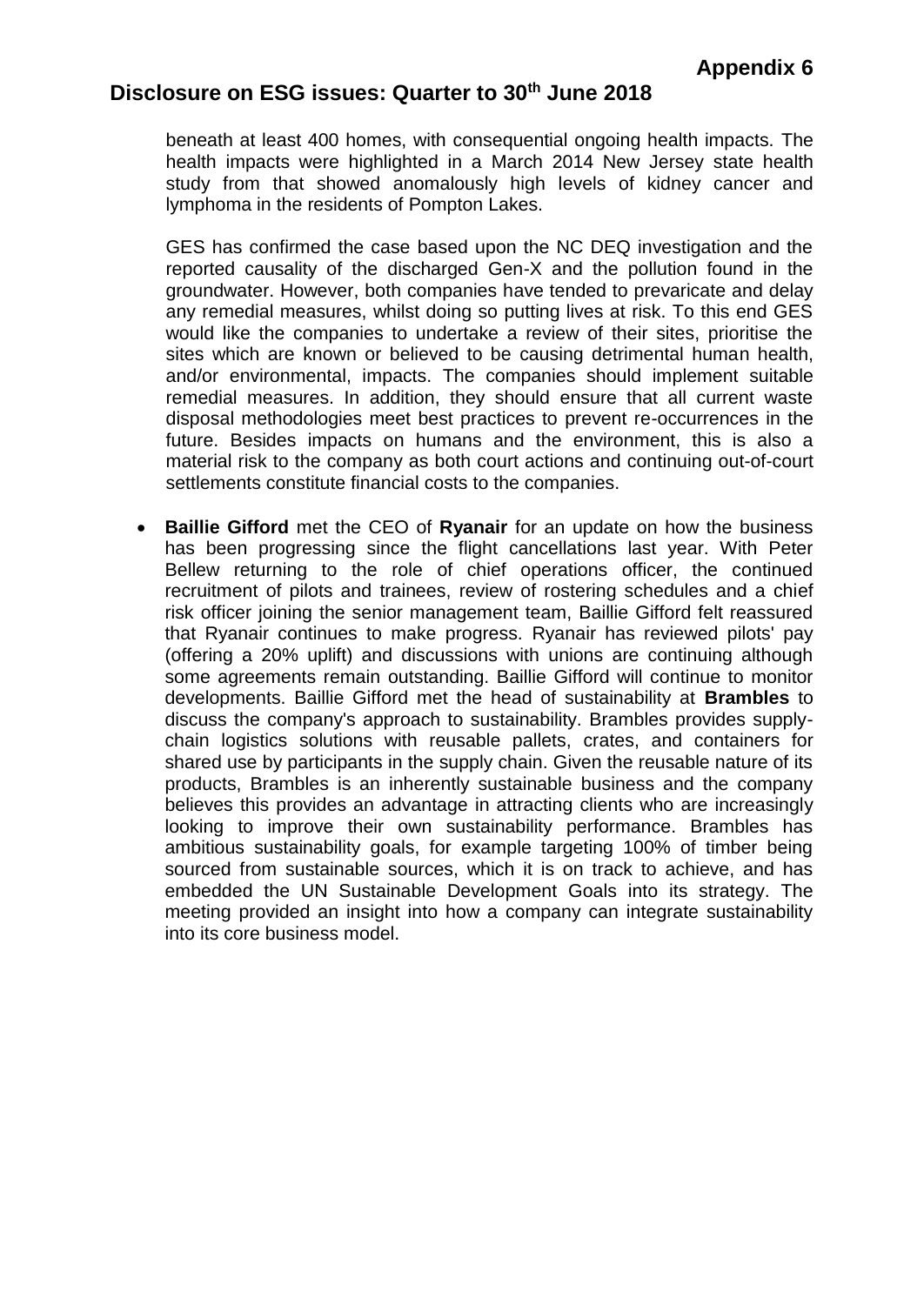beneath at least 400 homes, with consequential ongoing health impacts. The health impacts were highlighted in a March 2014 New Jersey state health study from that showed anomalously high levels of kidney cancer and lymphoma in the residents of Pompton Lakes.

GES has confirmed the case based upon the NC DEQ investigation and the reported causality of the discharged Gen-X and the pollution found in the groundwater. However, both companies have tended to prevaricate and delay any remedial measures, whilst doing so putting lives at risk. To this end GES would like the companies to undertake a review of their sites, prioritise the sites which are known or believed to be causing detrimental human health, and/or environmental, impacts. The companies should implement suitable remedial measures. In addition, they should ensure that all current waste disposal methodologies meet best practices to prevent re-occurrences in the future. Besides impacts on humans and the environment, this is also a material risk to the company as both court actions and continuing out-of-court settlements constitute financial costs to the companies.

- **Baillie Gifford** met the CEO of **Ryanair** for an update on how the business has been progressing since the flight cancellations last year. With Peter Bellew returning to the role of chief operations officer, the continued recruitment of pilots and trainees, review of rostering schedules and a chief risk officer joining the senior management team, Baillie Gifford felt reassured that Ryanair continues to make progress. Ryanair has reviewed pilots' pay (offering a 20% uplift) and discussions with unions are continuing although some agreements remain outstanding. Baillie Gifford will continue to monitor developments. Baillie Gifford met the head of sustainability at **Brambles** to discuss the company's approach to sustainability. Brambles provides supply-chain logistics solutions with reusable pallets, crates, and containers for shared use by participants in the supply chain. Given the reusable nature of its products, Brambles is an inherently sustainable business and the company believes this provides an advantage in attracting clients who are increasingly looking to improve their own sustainability performance. Brambles has ambitious sustainability goals, for example targeting 100% of timber being sourced from sustainable sources, which it is on track to achieve, and has embedded the UN Sustainable Development Goals into its strategy. The meeting provided an insight into how a company can integrate sustainability into its core business model.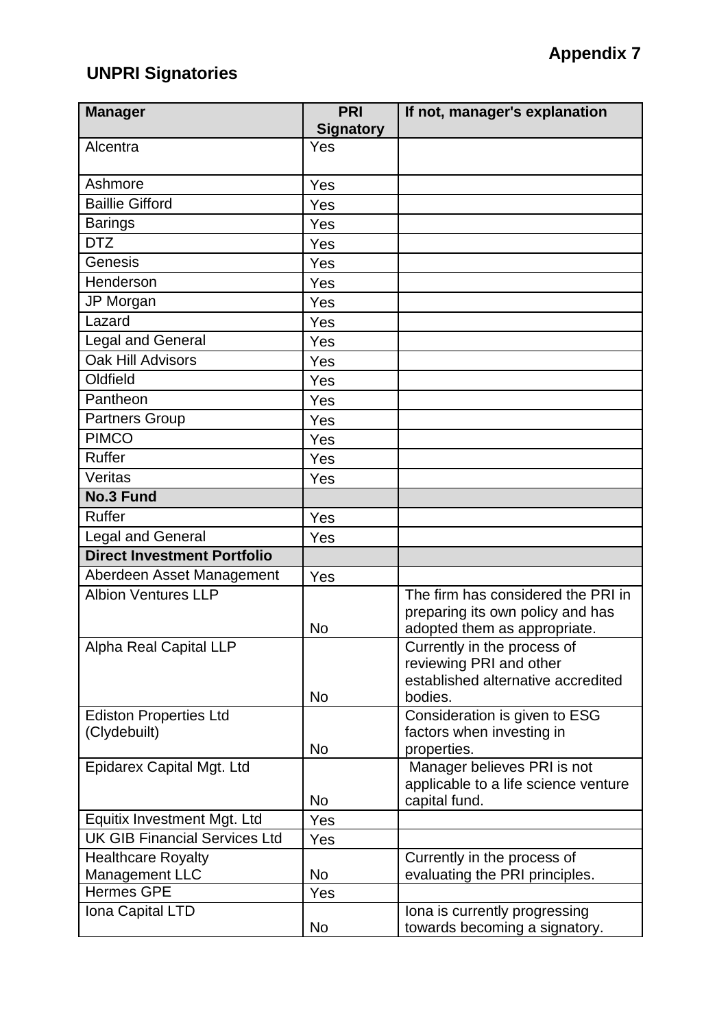**Appendix 7**

## UNPRI Signatories

| Manager | PRI Signatory | If not, manager's explanation |
|---|---|---|
| Alcentra | Yes | |
| Ashmore | Yes | |
| Baillie Gifford | Yes | |
| Barings | Yes | |
| DTZ | Yes | |
| Genesis | Yes | |
| Henderson | Yes | |
| JP Morgan | Yes | |
| Lazard | Yes | |
| Legal and General | Yes | |
| Oak Hill Advisors | Yes | |
| Oldfield | Yes | |
| Pantheon | Yes | |
| Partners Group | Yes | |
| PIMCO | Yes | |
| Ruffer | Yes | |
| Veritas | Yes | |
| **No.3 Fund** | | |
| Ruffer | Yes | |
| Legal and General | Yes | |
| **Direct Investment Portfolio** | | |
| Aberdeen Asset Management | Yes | |
| Albion Ventures LLP | No | The firm has considered the PRI in preparing its own policy and has adopted them as appropriate. |
| Alpha Real Capital LLP | No | Currently in the process of reviewing PRI and other established alternative accredited bodies. |
| Ediston Properties Ltd (Clydebuilt) | No | Consideration is given to ESG factors when investing in properties. |
| Epidarex Capital Mgt. Ltd | No | Manager believes PRI is not applicable to a life science venture capital fund. |
| Equitix Investment Mgt. Ltd | Yes | |
| UK GIB Financial Services Ltd | Yes | |
| Healthcare Royalty Management LLC | No | Currently in the process of evaluating the PRI principles. |
| Hermes GPE | Yes | |
| Iona Capital LTD | No | Iona is currently progressing towards becoming a signatory. |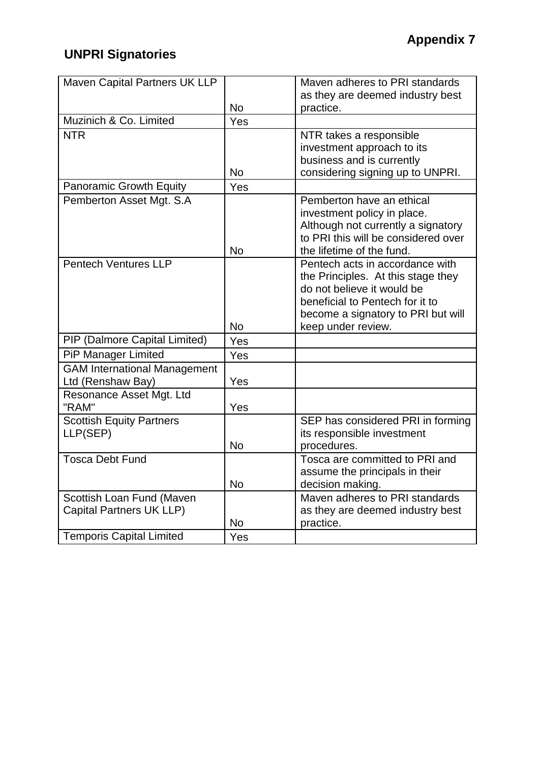**Appendix 7**

## UNPRI Signatories

| Maven Capital Partners UK LLP | No | Maven adheres to PRI standards as they are deemed industry best practice. |
|---|---|---|
| Muzinich & Co. Limited | Yes | |
| NTR | No | NTR takes a responsible investment approach to its business and is currently considering signing up to UNPRI. |
| Panoramic Growth Equity | Yes | |
| Pemberton Asset Mgt. S.A | No | Pemberton have an ethical investment policy in place. Although not currently a signatory to PRI this will be considered over the lifetime of the fund. |
| Pentech Ventures LLP | No | Pentech acts in accordance with the Principles. At this stage they do not believe it would be beneficial to Pentech for it to become a signatory to PRI but will keep under review. |
| PIP (Dalmore Capital Limited) | Yes | |
| PiP Manager Limited | Yes | |
| GAM International Management Ltd (Renshaw Bay) | Yes | |
| Resonance Asset Mgt. Ltd "RAM" | Yes | |
| Scottish Equity Partners LLP(SEP) | No | SEP has considered PRI in forming its responsible investment procedures. |
| Tosca Debt Fund | No | Tosca are committed to PRI and assume the principals in their decision making. |
| Scottish Loan Fund (Maven Capital Partners UK LLP) | No | Maven adheres to PRI standards as they are deemed industry best practice. |
| Temporis Capital Limited | Yes | |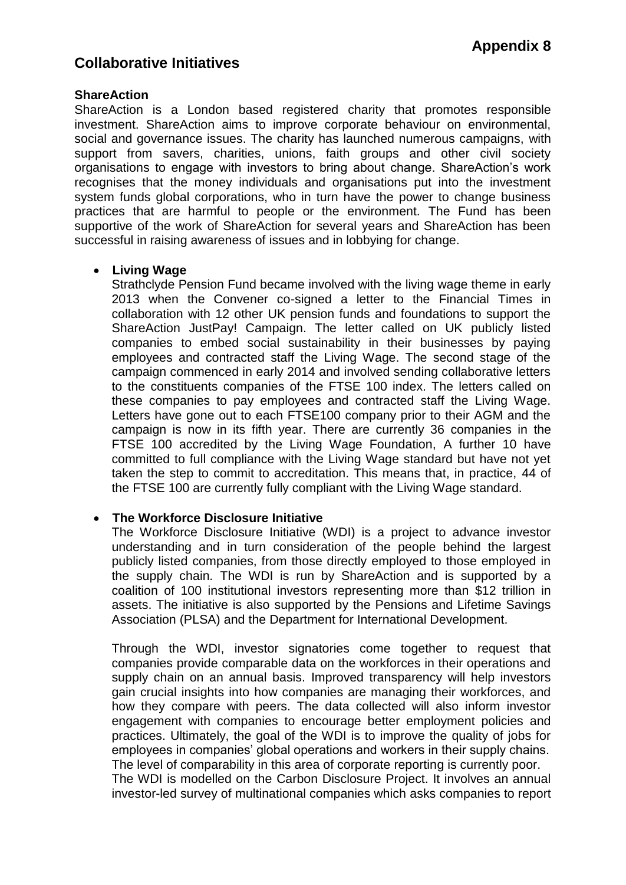**Appendix 8**

## Collaborative Initiatives

### ShareAction

ShareAction is a London based registered charity that promotes responsible investment. ShareAction aims to improve corporate behaviour on environmental, social and governance issues. The charity has launched numerous campaigns, with support from savers, charities, unions, faith groups and other civil society organisations to engage with investors to bring about change. ShareAction's work recognises that the money individuals and organisations put into the investment system funds global corporations, who in turn have the power to change business practices that are harmful to people or the environment. The Fund has been supportive of the work of ShareAction for several years and ShareAction has been successful in raising awareness of issues and in lobbying for change.

- **Living Wage**

  Strathclyde Pension Fund became involved with the living wage theme in early 2013 when the Convener co-signed a letter to the Financial Times in collaboration with 12 other UK pension funds and foundations to support the ShareAction JustPay! Campaign. The letter called on UK publicly listed companies to embed social sustainability in their businesses by paying employees and contracted staff the Living Wage. The second stage of the campaign commenced in early 2014 and involved sending collaborative letters to the constituents companies of the FTSE 100 index. The letters called on these companies to pay employees and contracted staff the Living Wage. Letters have gone out to each FTSE100 company prior to their AGM and the campaign is now in its fifth year. There are currently 36 companies in the FTSE 100 accredited by the Living Wage Foundation, A further 10 have committed to full compliance with the Living Wage standard but have not yet taken the step to commit to accreditation. This means that, in practice, 44 of the FTSE 100 are currently fully compliant with the Living Wage standard.

- **The Workforce Disclosure Initiative**

  The Workforce Disclosure Initiative (WDI) is a project to advance investor understanding and in turn consideration of the people behind the largest publicly listed companies, from those directly employed to those employed in the supply chain. The WDI is run by ShareAction and is supported by a coalition of 100 institutional investors representing more than $12 trillion in assets. The initiative is also supported by the Pensions and Lifetime Savings Association (PLSA) and the Department for International Development.

  Through the WDI, investor signatories come together to request that companies provide comparable data on the workforces in their operations and supply chain on an annual basis. Improved transparency will help investors gain crucial insights into how companies are managing their workforces, and how they compare with peers. The data collected will also inform investor engagement with companies to encourage better employment policies and practices. Ultimately, the goal of the WDI is to improve the quality of jobs for employees in companies' global operations and workers in their supply chains. The level of comparability in this area of corporate reporting is currently poor.
  The WDI is modelled on the Carbon Disclosure Project. It involves an annual investor-led survey of multinational companies which asks companies to report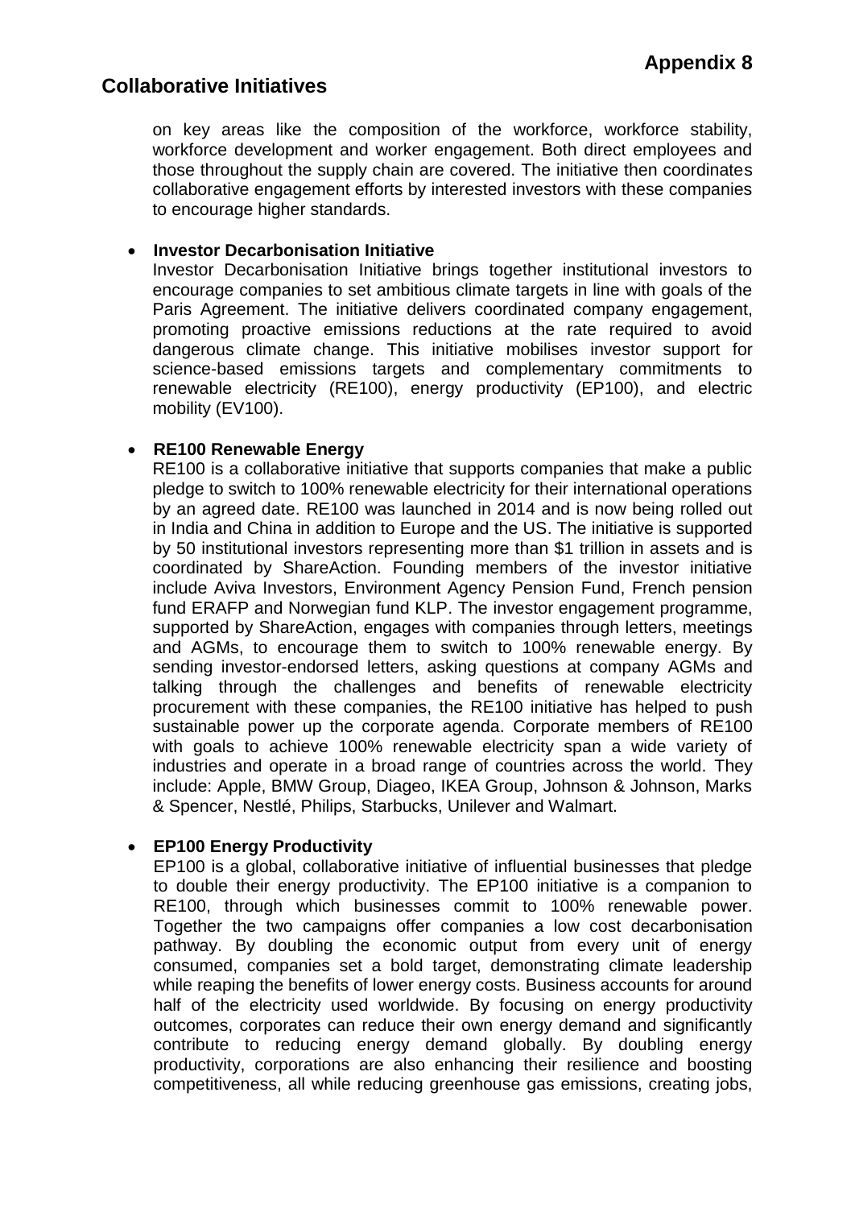on key areas like the composition of the workforce, workforce stability, workforce development and worker engagement. Both direct employees and those throughout the supply chain are covered. The initiative then coordinates collaborative engagement efforts by interested investors with these companies to encourage higher standards.

- **Investor Decarbonisation Initiative**
  Investor Decarbonisation Initiative brings together institutional investors to encourage companies to set ambitious climate targets in line with goals of the Paris Agreement. The initiative delivers coordinated company engagement, promoting proactive emissions reductions at the rate required to avoid dangerous climate change. This initiative mobilises investor support for science-based emissions targets and complementary commitments to renewable electricity (RE100), energy productivity (EP100), and electric mobility (EV100).

- **RE100 Renewable Energy**
  RE100 is a collaborative initiative that supports companies that make a public pledge to switch to 100% renewable electricity for their international operations by an agreed date. RE100 was launched in 2014 and is now being rolled out in India and China in addition to Europe and the US. The initiative is supported by 50 institutional investors representing more than $1 trillion in assets and is coordinated by ShareAction. Founding members of the investor initiative include Aviva Investors, Environment Agency Pension Fund, French pension fund ERAFP and Norwegian fund KLP. The investor engagement programme, supported by ShareAction, engages with companies through letters, meetings and AGMs, to encourage them to switch to 100% renewable energy. By sending investor-endorsed letters, asking questions at company AGMs and talking through the challenges and benefits of renewable electricity procurement with these companies, the RE100 initiative has helped to push sustainable power up the corporate agenda. Corporate members of RE100 with goals to achieve 100% renewable electricity span a wide variety of industries and operate in a broad range of countries across the world. They include: Apple, BMW Group, Diageo, IKEA Group, Johnson & Johnson, Marks & Spencer, Nestlé, Philips, Starbucks, Unilever and Walmart.

- **EP100 Energy Productivity**
  EP100 is a global, collaborative initiative of influential businesses that pledge to double their energy productivity. The EP100 initiative is a companion to RE100, through which businesses commit to 100% renewable power. Together the two campaigns offer companies a low cost decarbonisation pathway. By doubling the economic output from every unit of energy consumed, companies set a bold target, demonstrating climate leadership while reaping the benefits of lower energy costs. Business accounts for around half of the electricity used worldwide. By focusing on energy productivity outcomes, corporates can reduce their own energy demand and significantly contribute to reducing energy demand globally. By doubling energy productivity, corporations are also enhancing their resilience and boosting competitiveness, all while reducing greenhouse gas emissions, creating jobs,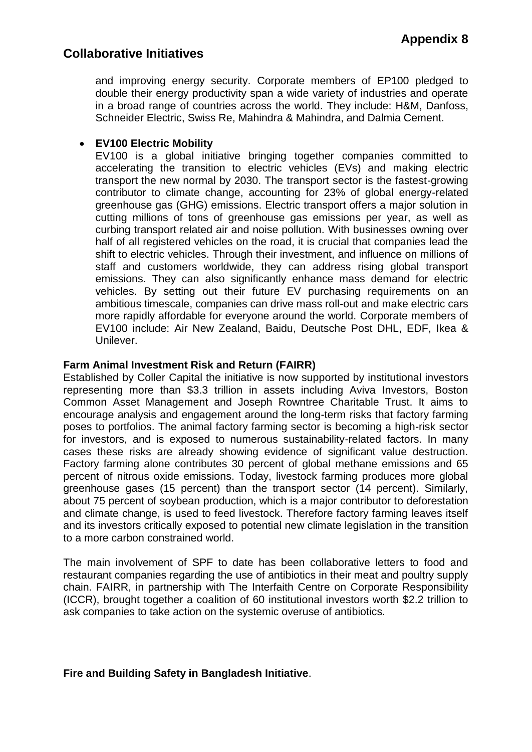# Collaborative Initiatives

and improving energy security. Corporate members of EP100 pledged to double their energy productivity span a wide variety of industries and operate in a broad range of countries across the world. They include: H&M, Danfoss, Schneider Electric, Swiss Re, Mahindra & Mahindra, and Dalmia Cement.

- **EV100 Electric Mobility**
  EV100 is a global initiative bringing together companies committed to accelerating the transition to electric vehicles (EVs) and making electric transport the new normal by 2030. The transport sector is the fastest-growing contributor to climate change, accounting for 23% of global energy-related greenhouse gas (GHG) emissions. Electric transport offers a major solution in cutting millions of tons of greenhouse gas emissions per year, as well as curbing transport related air and noise pollution. With businesses owning over half of all registered vehicles on the road, it is crucial that companies lead the shift to electric vehicles. Through their investment, and influence on millions of staff and customers worldwide, they can address rising global transport emissions. They can also significantly enhance mass demand for electric vehicles. By setting out their future EV purchasing requirements on an ambitious timescale, companies can drive mass roll-out and make electric cars more rapidly affordable for everyone around the world. Corporate members of EV100 include: Air New Zealand, Baidu, Deutsche Post DHL, EDF, Ikea & Unilever.

**Farm Animal Investment Risk and Return (FAIRR)**

Established by Coller Capital the initiative is now supported by institutional investors representing more than $3.3 trillion in assets including Aviva Investors, Boston Common Asset Management and Joseph Rowntree Charitable Trust. It aims to encourage analysis and engagement around the long-term risks that factory farming poses to portfolios. The animal factory farming sector is becoming a high-risk sector for investors, and is exposed to numerous sustainability-related factors. In many cases these risks are already showing evidence of significant value destruction. Factory farming alone contributes 30 percent of global methane emissions and 65 percent of nitrous oxide emissions. Today, livestock farming produces more global greenhouse gases (15 percent) than the transport sector (14 percent). Similarly, about 75 percent of soybean production, which is a major contributor to deforestation and climate change, is used to feed livestock. Therefore factory farming leaves itself and its investors critically exposed to potential new climate legislation in the transition to a more carbon constrained world.

The main involvement of SPF to date has been collaborative letters to food and restaurant companies regarding the use of antibiotics in their meat and poultry supply chain. FAIRR, in partnership with The Interfaith Centre on Corporate Responsibility (ICCR), brought together a coalition of 60 institutional investors worth $2.2 trillion to ask companies to take action on the systemic overuse of antibiotics.

**Fire and Building Safety in Bangladesh Initiative**.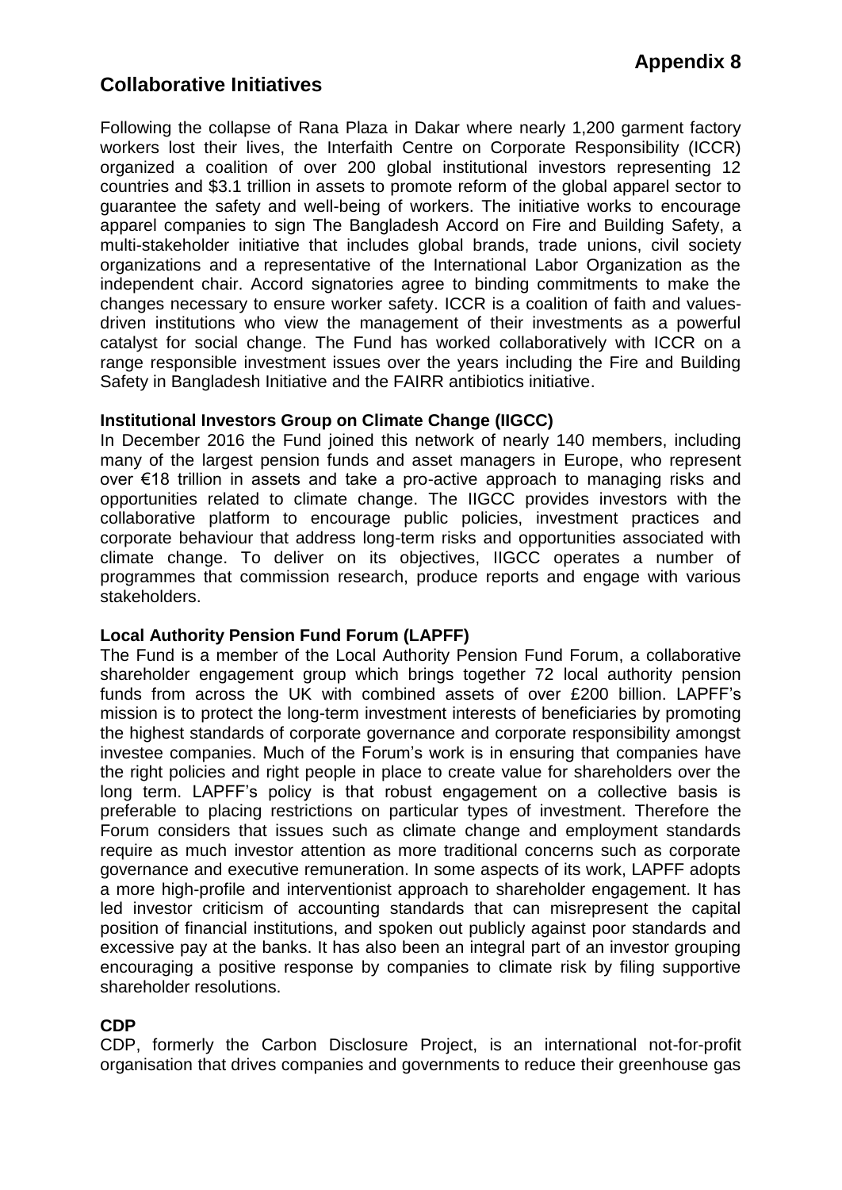**Appendix 8**

## Collaborative Initiatives

Following the collapse of Rana Plaza in Dakar where nearly 1,200 garment factory workers lost their lives, the Interfaith Centre on Corporate Responsibility (ICCR) organized a coalition of over 200 global institutional investors representing 12 countries and $3.1 trillion in assets to promote reform of the global apparel sector to guarantee the safety and well-being of workers. The initiative works to encourage apparel companies to sign The Bangladesh Accord on Fire and Building Safety, a multi-stakeholder initiative that includes global brands, trade unions, civil society organizations and a representative of the International Labor Organization as the independent chair. Accord signatories agree to binding commitments to make the changes necessary to ensure worker safety. ICCR is a coalition of faith and values-driven institutions who view the management of their investments as a powerful catalyst for social change. The Fund has worked collaboratively with ICCR on a range responsible investment issues over the years including the Fire and Building Safety in Bangladesh Initiative and the FAIRR antibiotics initiative.

**Institutional Investors Group on Climate Change (IIGCC)**

In December 2016 the Fund joined this network of nearly 140 members, including many of the largest pension funds and asset managers in Europe, who represent over €18 trillion in assets and take a pro-active approach to managing risks and opportunities related to climate change. The IIGCC provides investors with the collaborative platform to encourage public policies, investment practices and corporate behaviour that address long-term risks and opportunities associated with climate change. To deliver on its objectives, IIGCC operates a number of programmes that commission research, produce reports and engage with various stakeholders.

**Local Authority Pension Fund Forum (LAPFF)**

The Fund is a member of the Local Authority Pension Fund Forum, a collaborative shareholder engagement group which brings together 72 local authority pension funds from across the UK with combined assets of over £200 billion. LAPFF's mission is to protect the long-term investment interests of beneficiaries by promoting the highest standards of corporate governance and corporate responsibility amongst investee companies. Much of the Forum's work is in ensuring that companies have the right policies and right people in place to create value for shareholders over the long term. LAPFF's policy is that robust engagement on a collective basis is preferable to placing restrictions on particular types of investment. Therefore the Forum considers that issues such as climate change and employment standards require as much investor attention as more traditional concerns such as corporate governance and executive remuneration. In some aspects of its work, LAPFF adopts a more high-profile and interventionist approach to shareholder engagement. It has led investor criticism of accounting standards that can misrepresent the capital position of financial institutions, and spoken out publicly against poor standards and excessive pay at the banks. It has also been an integral part of an investor grouping encouraging a positive response by companies to climate risk by filing supportive shareholder resolutions.

**CDP**

CDP, formerly the Carbon Disclosure Project, is an international not-for-profit organisation that drives companies and governments to reduce their greenhouse gas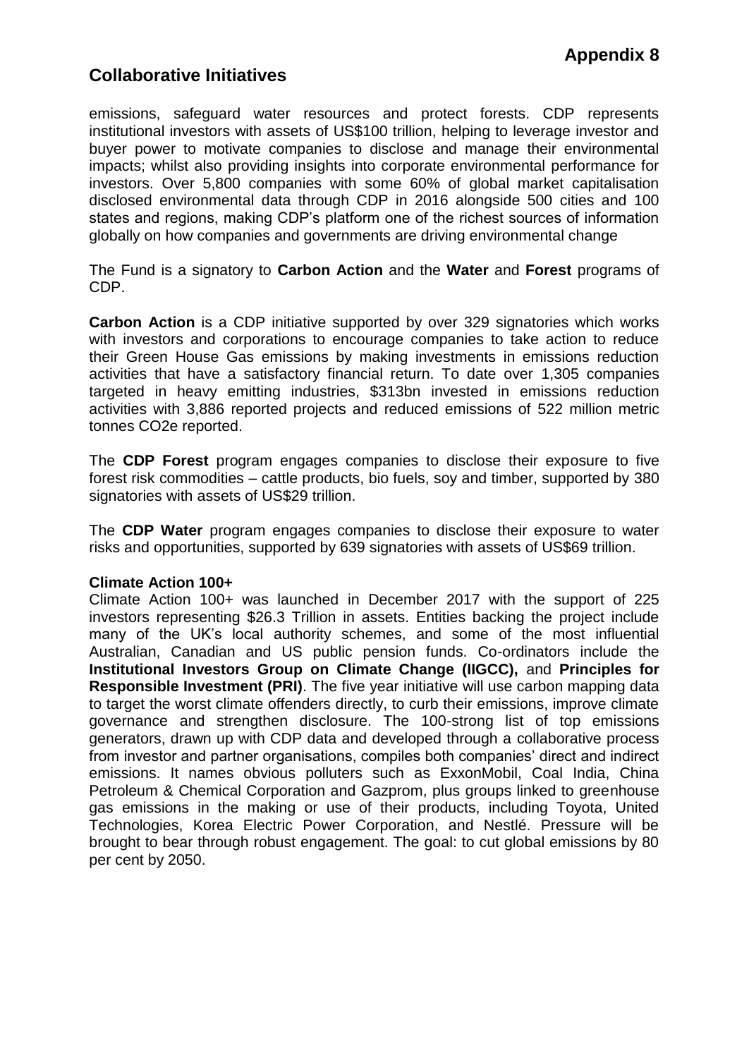**Appendix 8**

## Collaborative Initiatives

emissions, safeguard water resources and protect forests. CDP represents institutional investors with assets of US$100 trillion, helping to leverage investor and buyer power to motivate companies to disclose and manage their environmental impacts; whilst also providing insights into corporate environmental performance for investors. Over 5,800 companies with some 60% of global market capitalisation disclosed environmental data through CDP in 2016 alongside 500 cities and 100 states and regions, making CDP's platform one of the richest sources of information globally on how companies and governments are driving environmental change

The Fund is a signatory to **Carbon Action** and the **Water** and **Forest** programs of CDP.

**Carbon Action** is a CDP initiative supported by over 329 signatories which works with investors and corporations to encourage companies to take action to reduce their Green House Gas emissions by making investments in emissions reduction activities that have a satisfactory financial return. To date over 1,305 companies targeted in heavy emitting industries, $313bn invested in emissions reduction activities with 3,886 reported projects and reduced emissions of 522 million metric tonnes CO2e reported.

The **CDP Forest** program engages companies to disclose their exposure to five forest risk commodities – cattle products, bio fuels, soy and timber, supported by 380 signatories with assets of US$29 trillion.

The **CDP Water** program engages companies to disclose their exposure to water risks and opportunities, supported by 639 signatories with assets of US$69 trillion.

**Climate Action 100+**

Climate Action 100+ was launched in December 2017 with the support of 225 investors representing $26.3 Trillion in assets. Entities backing the project include many of the UK's local authority schemes, and some of the most influential Australian, Canadian and US public pension funds. Co-ordinators include the **Institutional Investors Group on Climate Change (IIGCC),** and **Principles for Responsible Investment (PRI)**. The five year initiative will use carbon mapping data to target the worst climate offenders directly, to curb their emissions, improve climate governance and strengthen disclosure. The 100-strong list of top emissions generators, drawn up with CDP data and developed through a collaborative process from investor and partner organisations, compiles both companies' direct and indirect emissions. It names obvious polluters such as ExxonMobil, Coal India, China Petroleum & Chemical Corporation and Gazprom, plus groups linked to greenhouse gas emissions in the making or use of their products, including Toyota, United Technologies, Korea Electric Power Corporation, and Nestlé. Pressure will be brought to bear through robust engagement. The goal: to cut global emissions by 80 per cent by 2050.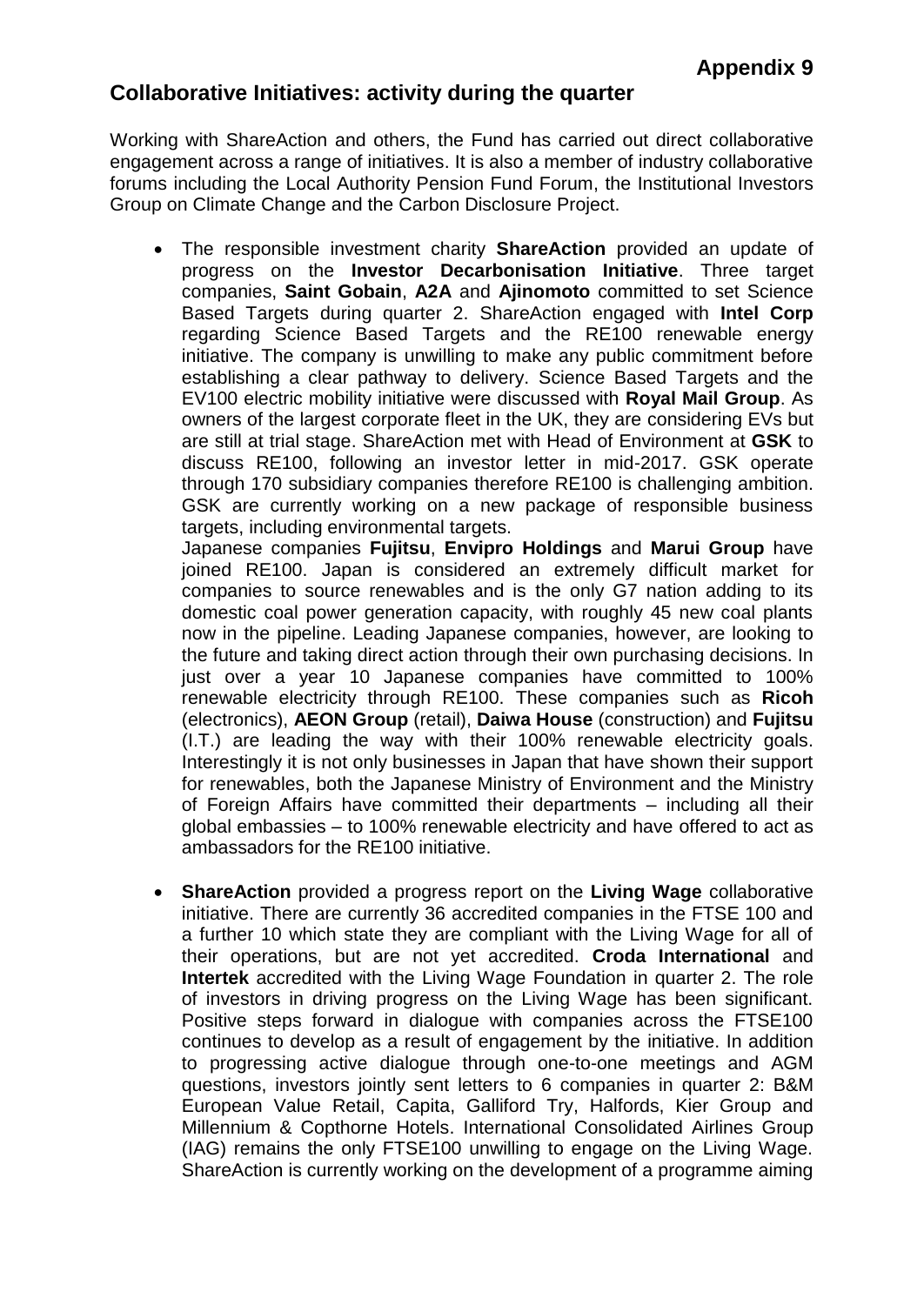**Appendix 9**

## Collaborative Initiatives: activity during the quarter

Working with ShareAction and others, the Fund has carried out direct collaborative engagement across a range of initiatives. It is also a member of industry collaborative forums including the Local Authority Pension Fund Forum, the Institutional Investors Group on Climate Change and the Carbon Disclosure Project.

- The responsible investment charity **ShareAction** provided an update of progress on the **Investor Decarbonisation Initiative**. Three target companies, **Saint Gobain**, **A2A** and **Ajinomoto** committed to set Science Based Targets during quarter 2. ShareAction engaged with **Intel Corp** regarding Science Based Targets and the RE100 renewable energy initiative. The company is unwilling to make any public commitment before establishing a clear pathway to delivery. Science Based Targets and the EV100 electric mobility initiative were discussed with **Royal Mail Group**. As owners of the largest corporate fleet in the UK, they are considering EVs but are still at trial stage. ShareAction met with Head of Environment at **GSK** to discuss RE100, following an investor letter in mid-2017. GSK operate through 170 subsidiary companies therefore RE100 is challenging ambition. GSK are currently working on a new package of responsible business targets, including environmental targets.

  Japanese companies **Fujitsu**, **Envipro Holdings** and **Marui Group** have joined RE100. Japan is considered an extremely difficult market for companies to source renewables and is the only G7 nation adding to its domestic coal power generation capacity, with roughly 45 new coal plants now in the pipeline. Leading Japanese companies, however, are looking to the future and taking direct action through their own purchasing decisions. In just over a year 10 Japanese companies have committed to 100% renewable electricity through RE100. These companies such as **Ricoh** (electronics), **AEON Group** (retail), **Daiwa House** (construction) and **Fujitsu** (I.T.) are leading the way with their 100% renewable electricity goals. Interestingly it is not only businesses in Japan that have shown their support for renewables, both the Japanese Ministry of Environment and the Ministry of Foreign Affairs have committed their departments – including all their global embassies – to 100% renewable electricity and have offered to act as ambassadors for the RE100 initiative.

- **ShareAction** provided a progress report on the **Living Wage** collaborative initiative. There are currently 36 accredited companies in the FTSE 100 and a further 10 which state they are compliant with the Living Wage for all of their operations, but are not yet accredited. **Croda International** and **Intertek** accredited with the Living Wage Foundation in quarter 2. The role of investors in driving progress on the Living Wage has been significant. Positive steps forward in dialogue with companies across the FTSE100 continues to develop as a result of engagement by the initiative. In addition to progressing active dialogue through one-to-one meetings and AGM questions, investors jointly sent letters to 6 companies in quarter 2: B&M European Value Retail, Capita, Galliford Try, Halfords, Kier Group and Millennium & Copthorne Hotels. International Consolidated Airlines Group (IAG) remains the only FTSE100 unwilling to engage on the Living Wage. ShareAction is currently working on the development of a programme aiming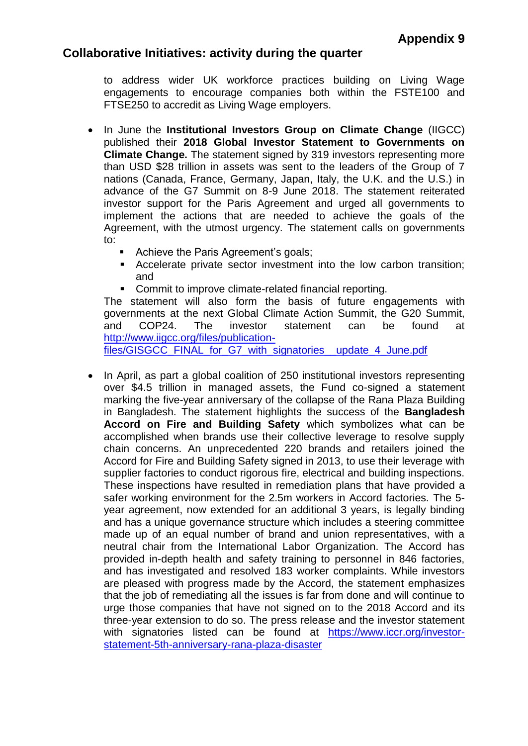# Appendix 9

## Collaborative Initiatives: activity during the quarter

to address wider UK workforce practices building on Living Wage engagements to encourage companies both within the FSTE100 and FTSE250 to accredit as Living Wage employers.

- In June the **Institutional Investors Group on Climate Change** (IIGCC) published their **2018 Global Investor Statement to Governments on Climate Change.** The statement signed by 319 investors representing more than USD $28 trillion in assets was sent to the leaders of the Group of 7 nations (Canada, France, Germany, Japan, Italy, the U.K. and the U.S.) in advance of the G7 Summit on 8-9 June 2018. The statement reiterated investor support for the Paris Agreement and urged all governments to implement the actions that are needed to achieve the goals of the Agreement, with the utmost urgency. The statement calls on governments to:
  - Achieve the Paris Agreement's goals;
  - Accelerate private sector investment into the low carbon transition; and
  - Commit to improve climate-related financial reporting.

  The statement will also form the basis of future engagements with governments at the next Global Climate Action Summit, the G20 Summit, and COP24. The investor statement can be found at http://www.iigcc.org/files/publication-files/GISGCC_FINAL_for_G7_with_signatories__update_4_June.pdf

- In April, as part a global coalition of 250 institutional investors representing over $4.5 trillion in managed assets, the Fund co-signed a statement marking the five-year anniversary of the collapse of the Rana Plaza Building in Bangladesh. The statement highlights the success of the **Bangladesh Accord on Fire and Building Safety** which symbolizes what can be accomplished when brands use their collective leverage to resolve supply chain concerns. An unprecedented 220 brands and retailers joined the Accord for Fire and Building Safety signed in 2013, to use their leverage with supplier factories to conduct rigorous fire, electrical and building inspections. These inspections have resulted in remediation plans that have provided a safer working environment for the 2.5m workers in Accord factories. The 5-year agreement, now extended for an additional 3 years, is legally binding and has a unique governance structure which includes a steering committee made up of an equal number of brand and union representatives, with a neutral chair from the International Labor Organization. The Accord has provided in-depth health and safety training to personnel in 846 factories, and has investigated and resolved 183 worker complaints. While investors are pleased with progress made by the Accord, the statement emphasizes that the job of remediating all the issues is far from done and will continue to urge those companies that have not signed on to the 2018 Accord and its three-year extension to do so. The press release and the investor statement with signatories listed can be found at https://www.iccr.org/investor-statement-5th-anniversary-rana-plaza-disaster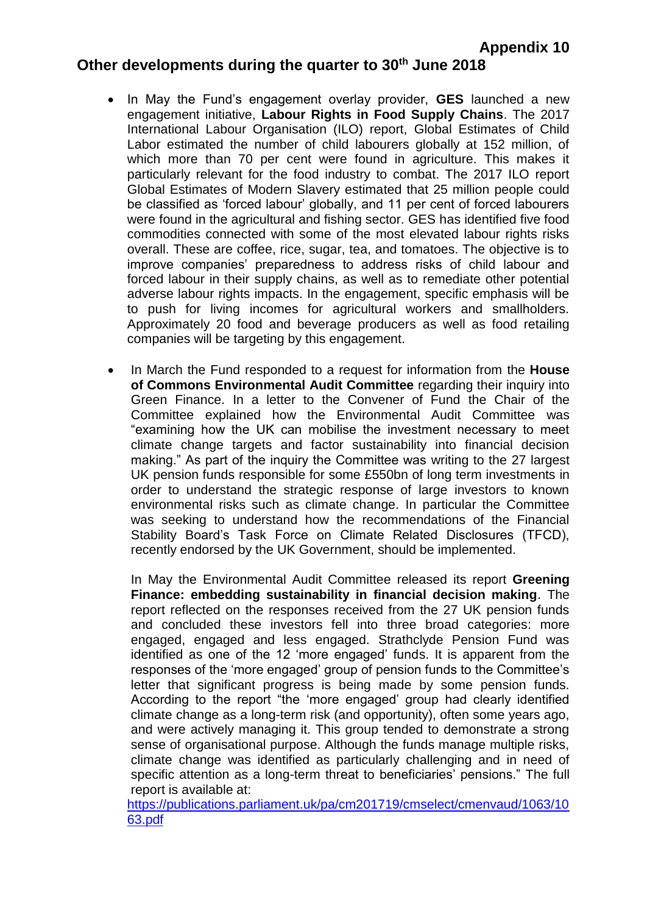**Appendix 10**

# Other developments during the quarter to 30th June 2018

- In May the Fund's engagement overlay provider, **GES** launched a new engagement initiative, **Labour Rights in Food Supply Chains**. The 2017 International Labour Organisation (ILO) report, Global Estimates of Child Labor estimated the number of child labourers globally at 152 million, of which more than 70 per cent were found in agriculture. This makes it particularly relevant for the food industry to combat. The 2017 ILO report Global Estimates of Modern Slavery estimated that 25 million people could be classified as 'forced labour' globally, and 11 per cent of forced labourers were found in the agricultural and fishing sector. GES has identified five food commodities connected with some of the most elevated labour rights risks overall. These are coffee, rice, sugar, tea, and tomatoes. The objective is to improve companies' preparedness to address risks of child labour and forced labour in their supply chains, as well as to remediate other potential adverse labour rights impacts. In the engagement, specific emphasis will be to push for living incomes for agricultural workers and smallholders. Approximately 20 food and beverage producers as well as food retailing companies will be targeting by this engagement.

- In March the Fund responded to a request for information from the **House of Commons Environmental Audit Committee** regarding their inquiry into Green Finance. In a letter to the Convener of Fund the Chair of the Committee explained how the Environmental Audit Committee was "examining how the UK can mobilise the investment necessary to meet climate change targets and factor sustainability into financial decision making." As part of the inquiry the Committee was writing to the 27 largest UK pension funds responsible for some £550bn of long term investments in order to understand the strategic response of large investors to known environmental risks such as climate change. In particular the Committee was seeking to understand how the recommendations of the Financial Stability Board's Task Force on Climate Related Disclosures (TFCD), recently endorsed by the UK Government, should be implemented.

  In May the Environmental Audit Committee released its report **Greening Finance: embedding sustainability in financial decision making**. The report reflected on the responses received from the 27 UK pension funds and concluded these investors fell into three broad categories: more engaged, engaged and less engaged. Strathclyde Pension Fund was identified as one of the 12 'more engaged' funds. It is apparent from the responses of the 'more engaged' group of pension funds to the Committee's letter that significant progress is being made by some pension funds. According to the report "the 'more engaged' group had clearly identified climate change as a long-term risk (and opportunity), often some years ago, and were actively managing it. This group tended to demonstrate a strong sense of organisational purpose. Although the funds manage multiple risks, climate change was identified as particularly challenging and in need of specific attention as a long-term threat to beneficiaries' pensions." The full report is available at:
  https://publications.parliament.uk/pa/cm201719/cmselect/cmenvaud/1063/1063.pdf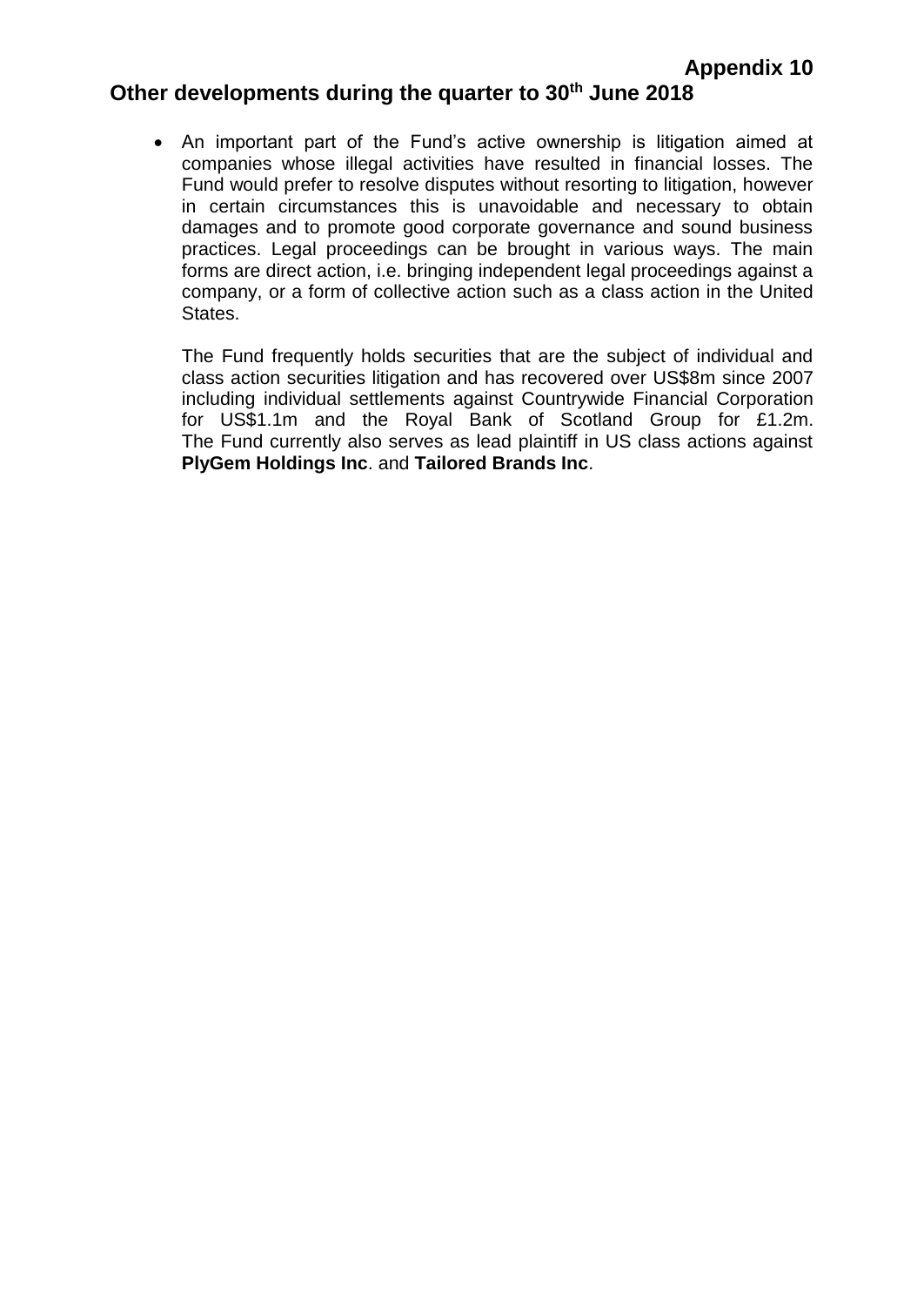**Appendix 10**

## Other developments during the quarter to 30th June 2018

- An important part of the Fund's active ownership is litigation aimed at companies whose illegal activities have resulted in financial losses. The Fund would prefer to resolve disputes without resorting to litigation, however in certain circumstances this is unavoidable and necessary to obtain damages and to promote good corporate governance and sound business practices. Legal proceedings can be brought in various ways. The main forms are direct action, i.e. bringing independent legal proceedings against a company, or a form of collective action such as a class action in the United States.

  The Fund frequently holds securities that are the subject of individual and class action securities litigation and has recovered over US$8m since 2007 including individual settlements against Countrywide Financial Corporation for US$1.1m and the Royal Bank of Scotland Group for £1.2m. The Fund currently also serves as lead plaintiff in US class actions against **PlyGem Holdings Inc**. and **Tailored Brands Inc**.